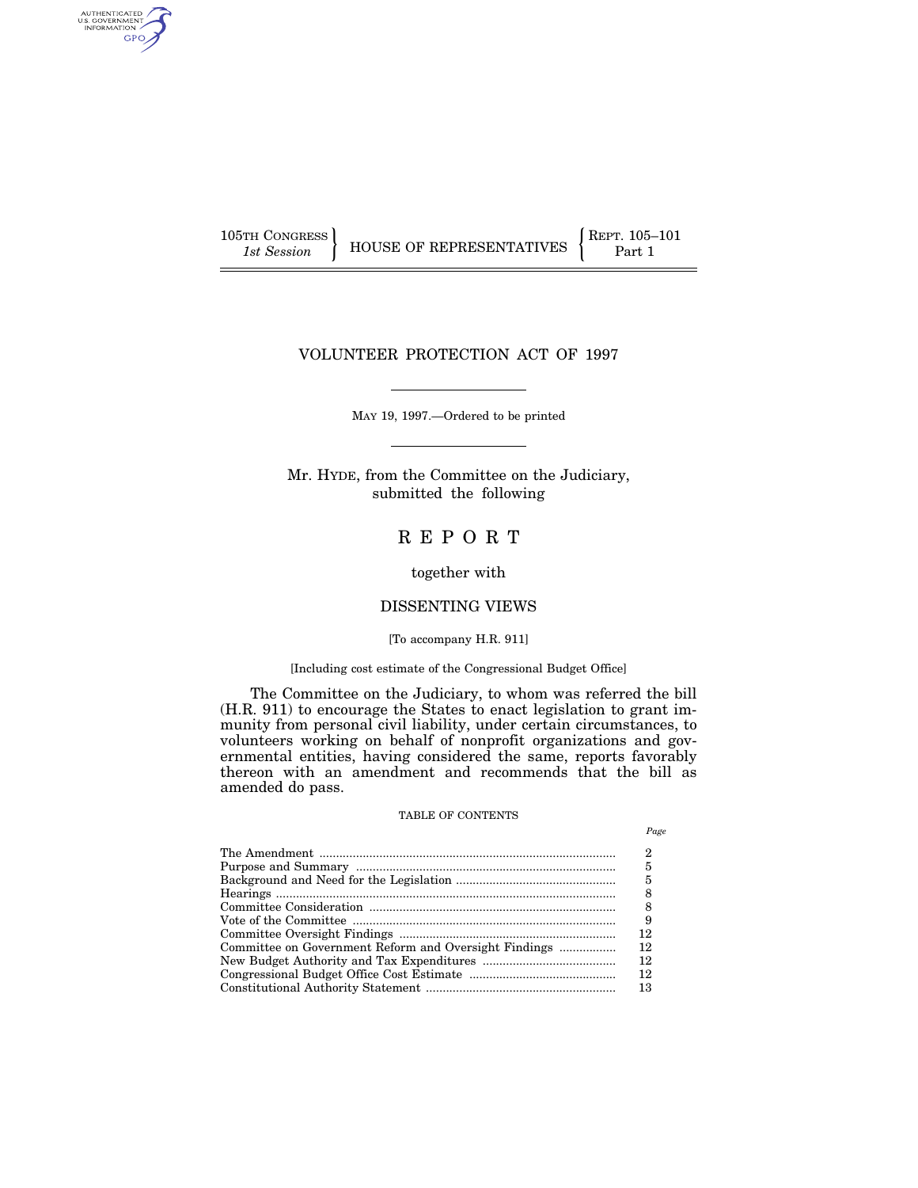105TH CONGRESS
*1st Session*

HOUSE OF REPRESENTATIVES

REPT. 105–101
Part 1

# VOLUNTEER PROTECTION ACT OF 1997

MAY 19, 1997.—Ordered to be printed

Mr. HYDE, from the Committee on the Judiciary, submitted the following

# R E P O R T

together with

## DISSENTING VIEWS

[To accompany H.R. 911]

[Including cost estimate of the Congressional Budget Office]

The Committee on the Judiciary, to whom was referred the bill (H.R. 911) to encourage the States to enact legislation to grant immunity from personal civil liability, under certain circumstances, to volunteers working on behalf of nonprofit organizations and governmental entities, having considered the same, reports favorably thereon with an amendment and recommends that the bill as amended do pass.

TABLE OF CONTENTS

| | *Page* |
|---|---|
| The Amendment | 2 |
| Purpose and Summary | 5 |
| Background and Need for the Legislation | 5 |
| Hearings | 8 |
| Committee Consideration | 8 |
| Vote of the Committee | 9 |
| Committee Oversight Findings | 12 |
| Committee on Government Reform and Oversight Findings | 12 |
| New Budget Authority and Tax Expenditures | 12 |
| Congressional Budget Office Cost Estimate | 12 |
| Constitutional Authority Statement | 13 |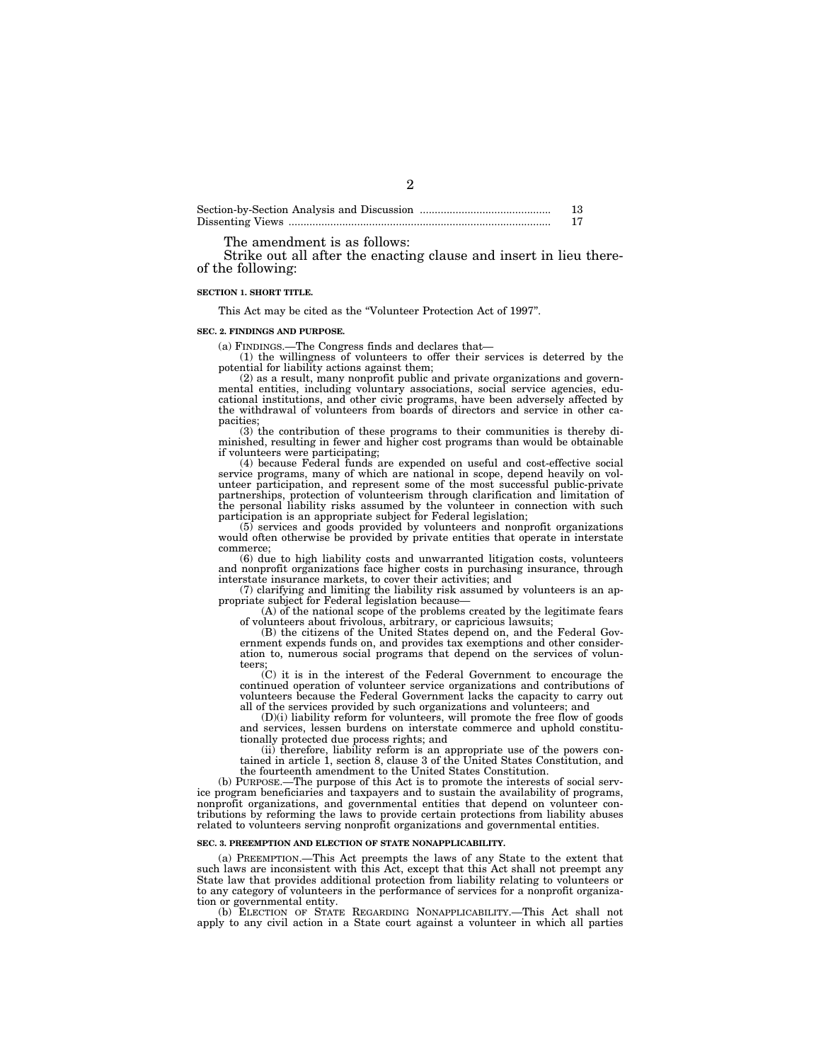| | |
|---|---|
| Section-by-Section Analysis and Discussion | 13 |
| Dissenting Views | 17 |

The amendment is as follows:

Strike out all after the enacting clause and insert in lieu thereof the following:

**SECTION 1. SHORT TITLE.**

This Act may be cited as the "Volunteer Protection Act of 1997".

**SEC. 2. FINDINGS AND PURPOSE.**

(a) FINDINGS.—The Congress finds and declares that—

(1) the willingness of volunteers to offer their services is deterred by the potential for liability actions against them;

(2) as a result, many nonprofit public and private organizations and governmental entities, including voluntary associations, social service agencies, educational institutions, and other civic programs, have been adversely affected by the withdrawal of volunteers from boards of directors and service in other capacities;

(3) the contribution of these programs to their communities is thereby diminished, resulting in fewer and higher cost programs than would be obtainable if volunteers were participating;

(4) because Federal funds are expended on useful and cost-effective social service programs, many of which are national in scope, depend heavily on volunteer participation, and represent some of the most successful public-private partnerships, protection of volunteerism through clarification and limitation of the personal liability risks assumed by the volunteer in connection with such participation is an appropriate subject for Federal legislation;

(5) services and goods provided by volunteers and nonprofit organizations would often otherwise be provided by private entities that operate in interstate commerce;

(6) due to high liability costs and unwarranted litigation costs, volunteers and nonprofit organizations face higher costs in purchasing insurance, through interstate insurance markets, to cover their activities; and

(7) clarifying and limiting the liability risk assumed by volunteers is an appropriate subject for Federal legislation because—

(A) of the national scope of the problems created by the legitimate fears of volunteers about frivolous, arbitrary, or capricious lawsuits;

(B) the citizens of the United States depend on, and the Federal Government expends funds on, and provides tax exemptions and other consideration to, numerous social programs that depend on the services of volunteers;

(C) it is in the interest of the Federal Government to encourage the continued operation of volunteer service organizations and contributions of volunteers because the Federal Government lacks the capacity to carry out all of the services provided by such organizations and volunteers; and

(D)(i) liability reform for volunteers, will promote the free flow of goods and services, lessen burdens on interstate commerce and uphold constitutionally protected due process rights; and

(ii) therefore, liability reform is an appropriate use of the powers contained in article 1, section 8, clause 3 of the United States Constitution, and the fourteenth amendment to the United States Constitution.

(b) PURPOSE.—The purpose of this Act is to promote the interests of social service program beneficiaries and taxpayers and to sustain the availability of programs, nonprofit organizations, and governmental entities that depend on volunteer contributions by reforming the laws to provide certain protections from liability abuses related to volunteers serving nonprofit organizations and governmental entities.

**SEC. 3. PREEMPTION AND ELECTION OF STATE NONAPPLICABILITY.**

(a) PREEMPTION.—This Act preempts the laws of any State to the extent that such laws are inconsistent with this Act, except that this Act shall not preempt any State law that provides additional protection from liability relating to volunteers or to any category of volunteers in the performance of services for a nonprofit organization or governmental entity.

(b) ELECTION OF STATE REGARDING NONAPPLICABILITY.—This Act shall not apply to any civil action in a State court against a volunteer in which all parties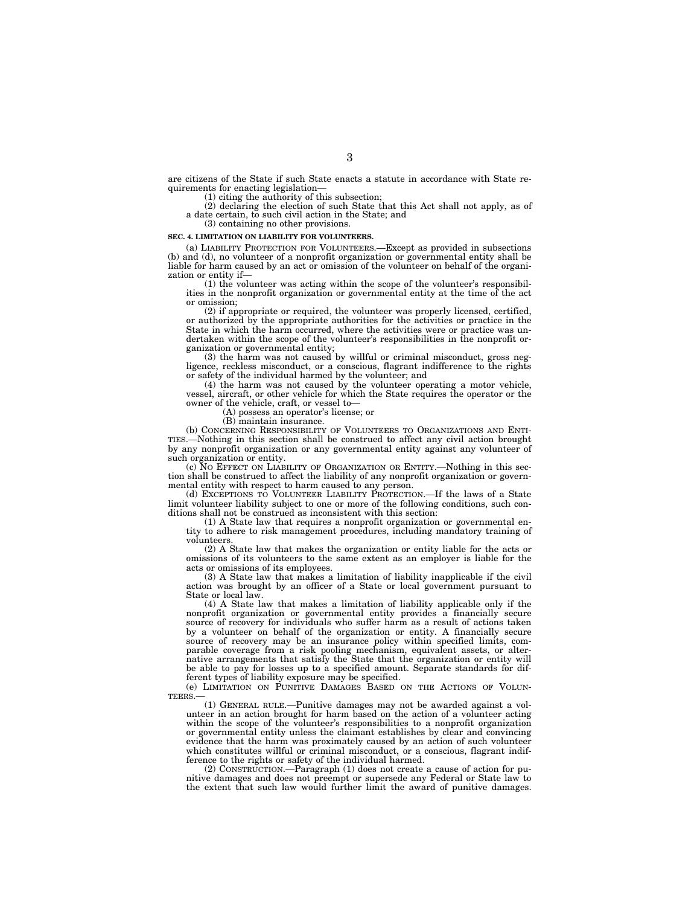are citizens of the State if such State enacts a statute in accordance with State requirements for enacting legislation—

(1) citing the authority of this subsection;

(2) declaring the election of such State that this Act shall not apply, as of a date certain, to such civil action in the State; and

(3) containing no other provisions.

**SEC. 4. LIMITATION ON LIABILITY FOR VOLUNTEERS.**

(a) LIABILITY PROTECTION FOR VOLUNTEERS.—Except as provided in subsections (b) and (d), no volunteer of a nonprofit organization or governmental entity shall be liable for harm caused by an act or omission of the volunteer on behalf of the organization or entity if—

(1) the volunteer was acting within the scope of the volunteer's responsibilities in the nonprofit organization or governmental entity at the time of the act or omission;

(2) if appropriate or required, the volunteer was properly licensed, certified, or authorized by the appropriate authorities for the activities or practice in the State in which the harm occurred, where the activities were or practice was undertaken within the scope of the volunteer's responsibilities in the nonprofit organization or governmental entity;

(3) the harm was not caused by willful or criminal misconduct, gross negligence, reckless misconduct, or a conscious, flagrant indifference to the rights or safety of the individual harmed by the volunteer; and

(4) the harm was not caused by the volunteer operating a motor vehicle, vessel, aircraft, or other vehicle for which the State requires the operator or the owner of the vehicle, craft, or vessel to—

(A) possess an operator's license; or

(B) maintain insurance.

(b) CONCERNING RESPONSIBILITY OF VOLUNTEERS TO ORGANIZATIONS AND ENTITIES.—Nothing in this section shall be construed to affect any civil action brought by any nonprofit organization or any governmental entity against any volunteer of such organization or entity.

(c) NO EFFECT ON LIABILITY OF ORGANIZATION OR ENTITY.—Nothing in this section shall be construed to affect the liability of any nonprofit organization or governmental entity with respect to harm caused to any person.

(d) EXCEPTIONS TO VOLUNTEER LIABILITY PROTECTION.—If the laws of a State limit volunteer liability subject to one or more of the following conditions, such conditions shall not be construed as inconsistent with this section:

(1) A State law that requires a nonprofit organization or governmental entity to adhere to risk management procedures, including mandatory training of volunteers.

(2) A State law that makes the organization or entity liable for the acts or omissions of its volunteers to the same extent as an employer is liable for the acts or omissions of its employees.

(3) A State law that makes a limitation of liability inapplicable if the civil action was brought by an officer of a State or local government pursuant to State or local law.

(4) A State law that makes a limitation of liability applicable only if the nonprofit organization or governmental entity provides a financially secure source of recovery for individuals who suffer harm as a result of actions taken by a volunteer on behalf of the organization or entity. A financially secure source of recovery may be an insurance policy within specified limits, comparable coverage from a risk pooling mechanism, equivalent assets, or alternative arrangements that satisfy the State that the organization or entity will be able to pay for losses up to a specified amount. Separate standards for different types of liability exposure may be specified.

(e) LIMITATION ON PUNITIVE DAMAGES BASED ON THE ACTIONS OF VOLUNTEERS.—

(1) GENERAL RULE.—Punitive damages may not be awarded against a volunteer in an action brought for harm based on the action of a volunteer acting within the scope of the volunteer's responsibilities to a nonprofit organization or governmental entity unless the claimant establishes by clear and convincing evidence that the harm was proximately caused by an action of such volunteer which constitutes willful or criminal misconduct, or a conscious, flagrant indifference to the rights or safety of the individual harmed.

(2) CONSTRUCTION.—Paragraph (1) does not create a cause of action for punitive damages and does not preempt or supersede any Federal or State law to the extent that such law would further limit the award of punitive damages.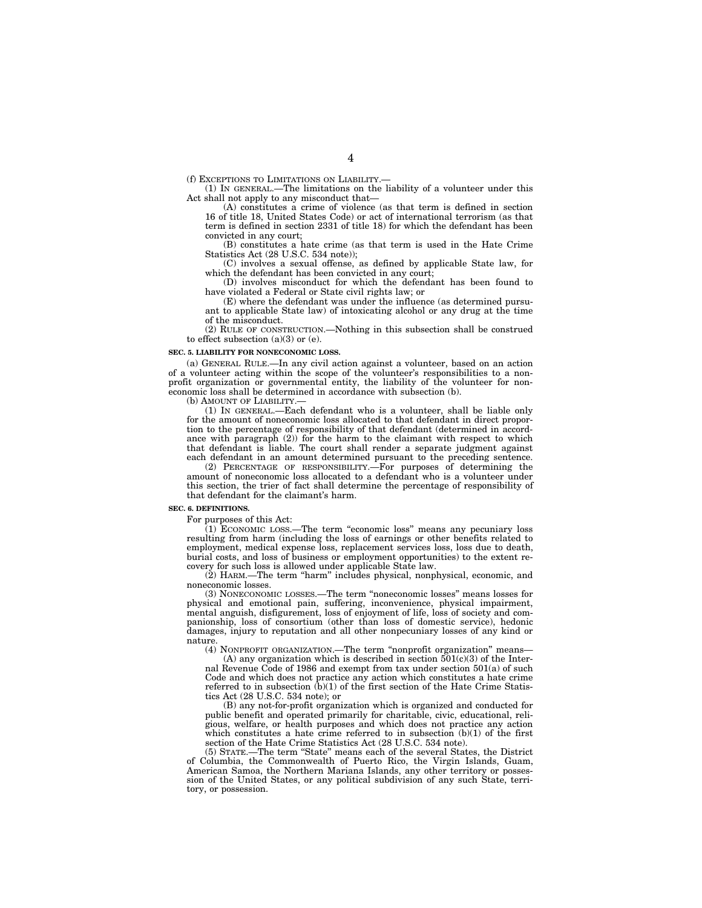(f) EXCEPTIONS TO LIMITATIONS ON LIABILITY.—

(1) IN GENERAL.—The limitations on the liability of a volunteer under this Act shall not apply to any misconduct that—

(A) constitutes a crime of violence (as that term is defined in section 16 of title 18, United States Code) or act of international terrorism (as that term is defined in section 2331 of title 18) for which the defendant has been convicted in any court;

(B) constitutes a hate crime (as that term is used in the Hate Crime Statistics Act (28 U.S.C. 534 note));

(C) involves a sexual offense, as defined by applicable State law, for which the defendant has been convicted in any court;

(D) involves misconduct for which the defendant has been found to have violated a Federal or State civil rights law; or

(E) where the defendant was under the influence (as determined pursuant to applicable State law) of intoxicating alcohol or any drug at the time of the misconduct.

(2) RULE OF CONSTRUCTION.—Nothing in this subsection shall be construed to effect subsection (a)(3) or (e).

**SEC. 5. LIABILITY FOR NONECONOMIC LOSS.**

(a) GENERAL RULE.—In any civil action against a volunteer, based on an action of a volunteer acting within the scope of the volunteer's responsibilities to a nonprofit organization or governmental entity, the liability of the volunteer for noneconomic loss shall be determined in accordance with subsection (b).

(b) AMOUNT OF LIABILITY.—

(1) IN GENERAL.—Each defendant who is a volunteer, shall be liable only for the amount of noneconomic loss allocated to that defendant in direct proportion to the percentage of responsibility of that defendant (determined in accordance with paragraph (2)) for the harm to the claimant with respect to which that defendant is liable. The court shall render a separate judgment against each defendant in an amount determined pursuant to the preceding sentence.

(2) PERCENTAGE OF RESPONSIBILITY.—For purposes of determining the amount of noneconomic loss allocated to a defendant who is a volunteer under this section, the trier of fact shall determine the percentage of responsibility of that defendant for the claimant's harm.

**SEC. 6. DEFINITIONS.**

For purposes of this Act:

(1) ECONOMIC LOSS.—The term "economic loss" means any pecuniary loss resulting from harm (including the loss of earnings or other benefits related to employment, medical expense loss, replacement services loss, loss due to death, burial costs, and loss of business or employment opportunities) to the extent recovery for such loss is allowed under applicable State law.

(2) HARM.—The term "harm" includes physical, nonphysical, economic, and noneconomic losses.

(3) NONECONOMIC LOSSES.—The term "noneconomic losses" means losses for physical and emotional pain, suffering, inconvenience, physical impairment, mental anguish, disfigurement, loss of enjoyment of life, loss of society and companionship, loss of consortium (other than loss of domestic service), hedonic damages, injury to reputation and all other nonpecuniary losses of any kind or nature.

(4) NONPROFIT ORGANIZATION.—The term "nonprofit organization" means—

(A) any organization which is described in section 501(c)(3) of the Internal Revenue Code of 1986 and exempt from tax under section 501(a) of such Code and which does not practice any action which constitutes a hate crime referred to in subsection (b)(1) of the first section of the Hate Crime Statistics Act (28 U.S.C. 534 note); or

(B) any not-for-profit organization which is organized and conducted for public benefit and operated primarily for charitable, civic, educational, religious, welfare, or health purposes and which does not practice any action which constitutes a hate crime referred to in subsection (b)(1) of the first section of the Hate Crime Statistics Act (28 U.S.C. 534 note).

(5) STATE.—The term "State" means each of the several States, the District of Columbia, the Commonwealth of Puerto Rico, the Virgin Islands, Guam, American Samoa, the Northern Mariana Islands, any other territory or possession of the United States, or any political subdivision of any such State, territory, or possession.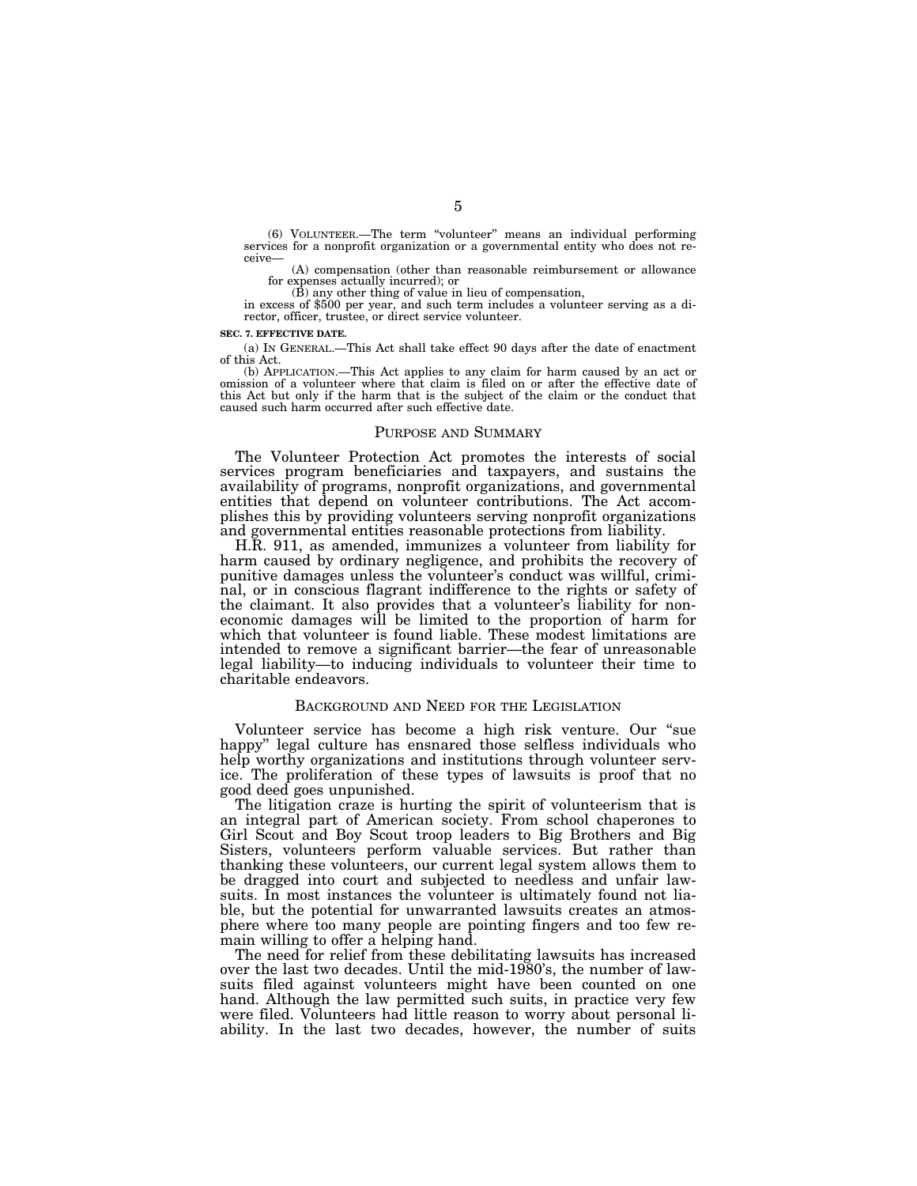(6) VOLUNTEER.—The term "volunteer" means an individual performing services for a nonprofit organization or a governmental entity who does not receive—

(A) compensation (other than reasonable reimbursement or allowance for expenses actually incurred); or

(B) any other thing of value in lieu of compensation,

in excess of $500 per year, and such term includes a volunteer serving as a director, officer, trustee, or direct service volunteer.

**SEC. 7. EFFECTIVE DATE.**

(a) IN GENERAL.—This Act shall take effect 90 days after the date of enactment of this Act.

(b) APPLICATION.—This Act applies to any claim for harm caused by an act or omission of a volunteer where that claim is filed on or after the effective date of this Act but only if the harm that is the subject of the claim or the conduct that caused such harm occurred after such effective date.

## PURPOSE AND SUMMARY

The Volunteer Protection Act promotes the interests of social services program beneficiaries and taxpayers, and sustains the availability of programs, nonprofit organizations, and governmental entities that depend on volunteer contributions. The Act accomplishes this by providing volunteers serving nonprofit organizations and governmental entities reasonable protections from liability.

H.R. 911, as amended, immunizes a volunteer from liability for harm caused by ordinary negligence, and prohibits the recovery of punitive damages unless the volunteer's conduct was willful, criminal, or in conscious flagrant indifference to the rights or safety of the claimant. It also provides that a volunteer's liability for noneconomic damages will be limited to the proportion of harm for which that volunteer is found liable. These modest limitations are intended to remove a significant barrier—the fear of unreasonable legal liability—to inducing individuals to volunteer their time to charitable endeavors.

## BACKGROUND AND NEED FOR THE LEGISLATION

Volunteer service has become a high risk venture. Our "sue happy" legal culture has ensnared those selfless individuals who help worthy organizations and institutions through volunteer service. The proliferation of these types of lawsuits is proof that no good deed goes unpunished.

The litigation craze is hurting the spirit of volunteerism that is an integral part of American society. From school chaperones to Girl Scout and Boy Scout troop leaders to Big Brothers and Big Sisters, volunteers perform valuable services. But rather than thanking these volunteers, our current legal system allows them to be dragged into court and subjected to needless and unfair lawsuits. In most instances the volunteer is ultimately found not liable, but the potential for unwarranted lawsuits creates an atmosphere where too many people are pointing fingers and too few remain willing to offer a helping hand.

The need for relief from these debilitating lawsuits has increased over the last two decades. Until the mid-1980's, the number of lawsuits filed against volunteers might have been counted on one hand. Although the law permitted such suits, in practice very few were filed. Volunteers had little reason to worry about personal liability. In the last two decades, however, the number of suits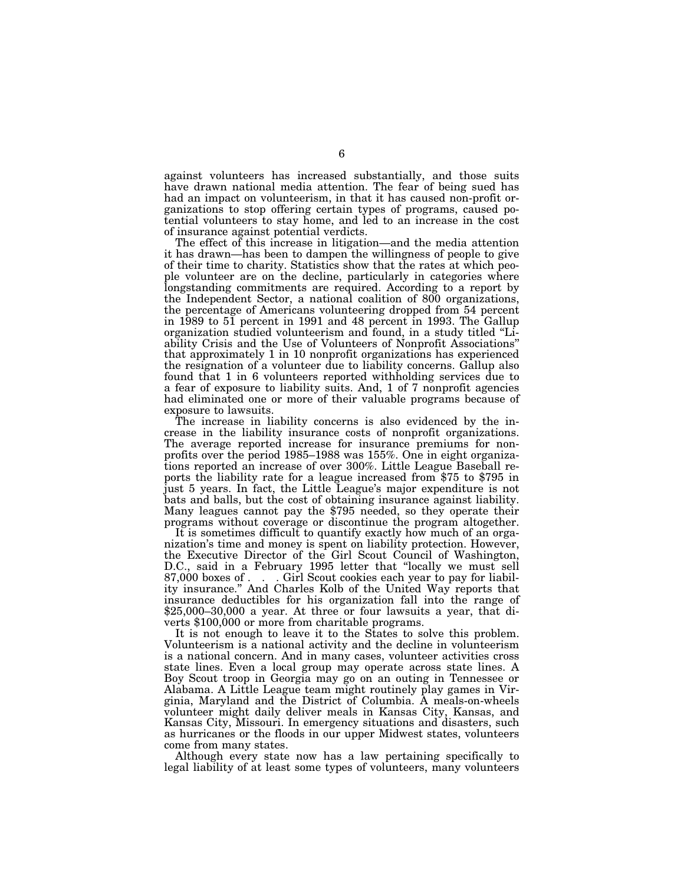against volunteers has increased substantially, and those suits have drawn national media attention. The fear of being sued has had an impact on volunteerism, in that it has caused non-profit organizations to stop offering certain types of programs, caused potential volunteers to stay home, and led to an increase in the cost of insurance against potential verdicts.

The effect of this increase in litigation—and the media attention it has drawn—has been to dampen the willingness of people to give of their time to charity. Statistics show that the rates at which people volunteer are on the decline, particularly in categories where longstanding commitments are required. According to a report by the Independent Sector, a national coalition of 800 organizations, the percentage of Americans volunteering dropped from 54 percent in 1989 to 51 percent in 1991 and 48 percent in 1993. The Gallup organization studied volunteerism and found, in a study titled "Liability Crisis and the Use of Volunteers of Nonprofit Associations" that approximately 1 in 10 nonprofit organizations has experienced the resignation of a volunteer due to liability concerns. Gallup also found that 1 in 6 volunteers reported withholding services due to a fear of exposure to liability suits. And, 1 of 7 nonprofit agencies had eliminated one or more of their valuable programs because of exposure to lawsuits.

The increase in liability concerns is also evidenced by the increase in the liability insurance costs of nonprofit organizations. The average reported increase for insurance premiums for nonprofits over the period 1985–1988 was 155%. One in eight organizations reported an increase of over 300%. Little League Baseball reports the liability rate for a league increased from $75 to $795 in just 5 years. In fact, the Little League's major expenditure is not bats and balls, but the cost of obtaining insurance against liability. Many leagues cannot pay the $795 needed, so they operate their programs without coverage or discontinue the program altogether.

It is sometimes difficult to quantify exactly how much of an organization's time and money is spent on liability protection. However, the Executive Director of the Girl Scout Council of Washington, D.C., said in a February 1995 letter that "locally we must sell 87,000 boxes of . . . Girl Scout cookies each year to pay for liability insurance." And Charles Kolb of the United Way reports that insurance deductibles for his organization fall into the range of $25,000–30,000 a year. At three or four lawsuits a year, that diverts $100,000 or more from charitable programs.

It is not enough to leave it to the States to solve this problem. Volunteerism is a national activity and the decline in volunteerism is a national concern. And in many cases, volunteer activities cross state lines. Even a local group may operate across state lines. A Boy Scout troop in Georgia may go on an outing in Tennessee or Alabama. A Little League team might routinely play games in Virginia, Maryland and the District of Columbia. A meals-on-wheels volunteer might daily deliver meals in Kansas City, Kansas, and Kansas City, Missouri. In emergency situations and disasters, such as hurricanes or the floods in our upper Midwest states, volunteers come from many states.

Although every state now has a law pertaining specifically to legal liability of at least some types of volunteers, many volunteers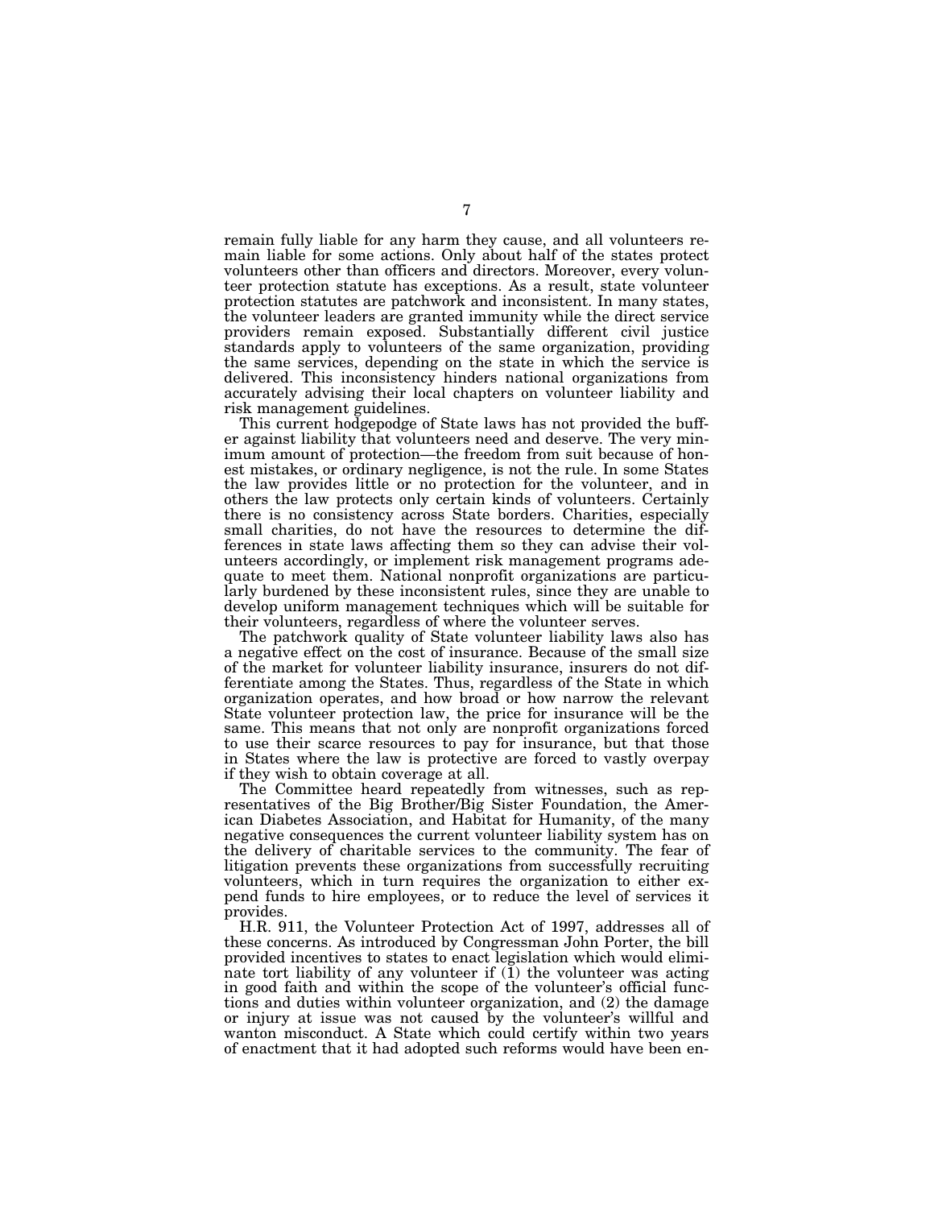remain fully liable for any harm they cause, and all volunteers remain liable for some actions. Only about half of the states protect volunteers other than officers and directors. Moreover, every volunteer protection statute has exceptions. As a result, state volunteer protection statutes are patchwork and inconsistent. In many states, the volunteer leaders are granted immunity while the direct service providers remain exposed. Substantially different civil justice standards apply to volunteers of the same organization, providing the same services, depending on the state in which the service is delivered. This inconsistency hinders national organizations from accurately advising their local chapters on volunteer liability and risk management guidelines.

This current hodgepodge of State laws has not provided the buffer against liability that volunteers need and deserve. The very minimum amount of protection—the freedom from suit because of honest mistakes, or ordinary negligence, is not the rule. In some States the law provides little or no protection for the volunteer, and in others the law protects only certain kinds of volunteers. Certainly there is no consistency across State borders. Charities, especially small charities, do not have the resources to determine the differences in state laws affecting them so they can advise their volunteers accordingly, or implement risk management programs adequate to meet them. National nonprofit organizations are particularly burdened by these inconsistent rules, since they are unable to develop uniform management techniques which will be suitable for their volunteers, regardless of where the volunteer serves.

The patchwork quality of State volunteer liability laws also has a negative effect on the cost of insurance. Because of the small size of the market for volunteer liability insurance, insurers do not differentiate among the States. Thus, regardless of the State in which organization operates, and how broad or how narrow the relevant State volunteer protection law, the price for insurance will be the same. This means that not only are nonprofit organizations forced to use their scarce resources to pay for insurance, but that those in States where the law is protective are forced to vastly overpay if they wish to obtain coverage at all.

The Committee heard repeatedly from witnesses, such as representatives of the Big Brother/Big Sister Foundation, the American Diabetes Association, and Habitat for Humanity, of the many negative consequences the current volunteer liability system has on the delivery of charitable services to the community. The fear of litigation prevents these organizations from successfully recruiting volunteers, which in turn requires the organization to either expend funds to hire employees, or to reduce the level of services it provides.

H.R. 911, the Volunteer Protection Act of 1997, addresses all of these concerns. As introduced by Congressman John Porter, the bill provided incentives to states to enact legislation which would eliminate tort liability of any volunteer if (1) the volunteer was acting in good faith and within the scope of the volunteer's official functions and duties within volunteer organization, and (2) the damage or injury at issue was not caused by the volunteer's willful and wanton misconduct. A State which could certify within two years of enactment that it had adopted such reforms would have been en-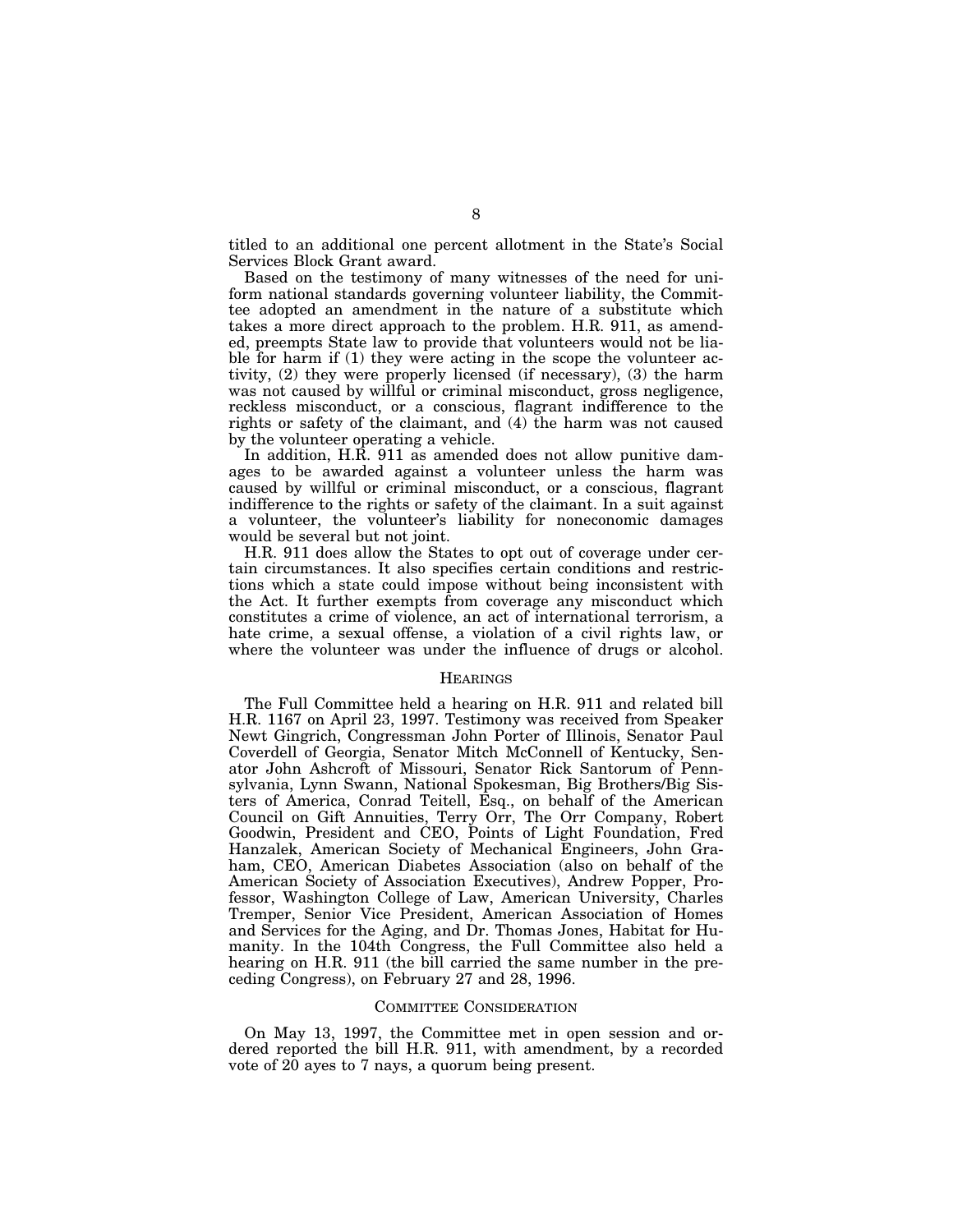titled to an additional one percent allotment in the State's Social Services Block Grant award.

Based on the testimony of many witnesses of the need for uniform national standards governing volunteer liability, the Committee adopted an amendment in the nature of a substitute which takes a more direct approach to the problem. H.R. 911, as amended, preempts State law to provide that volunteers would not be liable for harm if (1) they were acting in the scope the volunteer activity, (2) they were properly licensed (if necessary), (3) the harm was not caused by willful or criminal misconduct, gross negligence, reckless misconduct, or a conscious, flagrant indifference to the rights or safety of the claimant, and (4) the harm was not caused by the volunteer operating a vehicle.

In addition, H.R. 911 as amended does not allow punitive damages to be awarded against a volunteer unless the harm was caused by willful or criminal misconduct, or a conscious, flagrant indifference to the rights or safety of the claimant. In a suit against a volunteer, the volunteer's liability for noneconomic damages would be several but not joint.

H.R. 911 does allow the States to opt out of coverage under certain circumstances. It also specifies certain conditions and restrictions which a state could impose without being inconsistent with the Act. It further exempts from coverage any misconduct which constitutes a crime of violence, an act of international terrorism, a hate crime, a sexual offense, a violation of a civil rights law, or where the volunteer was under the influence of drugs or alcohol.

## HEARINGS

The Full Committee held a hearing on H.R. 911 and related bill H.R. 1167 on April 23, 1997. Testimony was received from Speaker Newt Gingrich, Congressman John Porter of Illinois, Senator Paul Coverdell of Georgia, Senator Mitch McConnell of Kentucky, Senator John Ashcroft of Missouri, Senator Rick Santorum of Pennsylvania, Lynn Swann, National Spokesman, Big Brothers/Big Sisters of America, Conrad Teitell, Esq., on behalf of the American Council on Gift Annuities, Terry Orr, The Orr Company, Robert Goodwin, President and CEO, Points of Light Foundation, Fred Hanzalek, American Society of Mechanical Engineers, John Graham, CEO, American Diabetes Association (also on behalf of the American Society of Association Executives), Andrew Popper, Professor, Washington College of Law, American University, Charles Tremper, Senior Vice President, American Association of Homes and Services for the Aging, and Dr. Thomas Jones, Habitat for Humanity. In the 104th Congress, the Full Committee also held a hearing on H.R. 911 (the bill carried the same number in the preceding Congress), on February 27 and 28, 1996.

## COMMITTEE CONSIDERATION

On May 13, 1997, the Committee met in open session and ordered reported the bill H.R. 911, with amendment, by a recorded vote of 20 ayes to 7 nays, a quorum being present.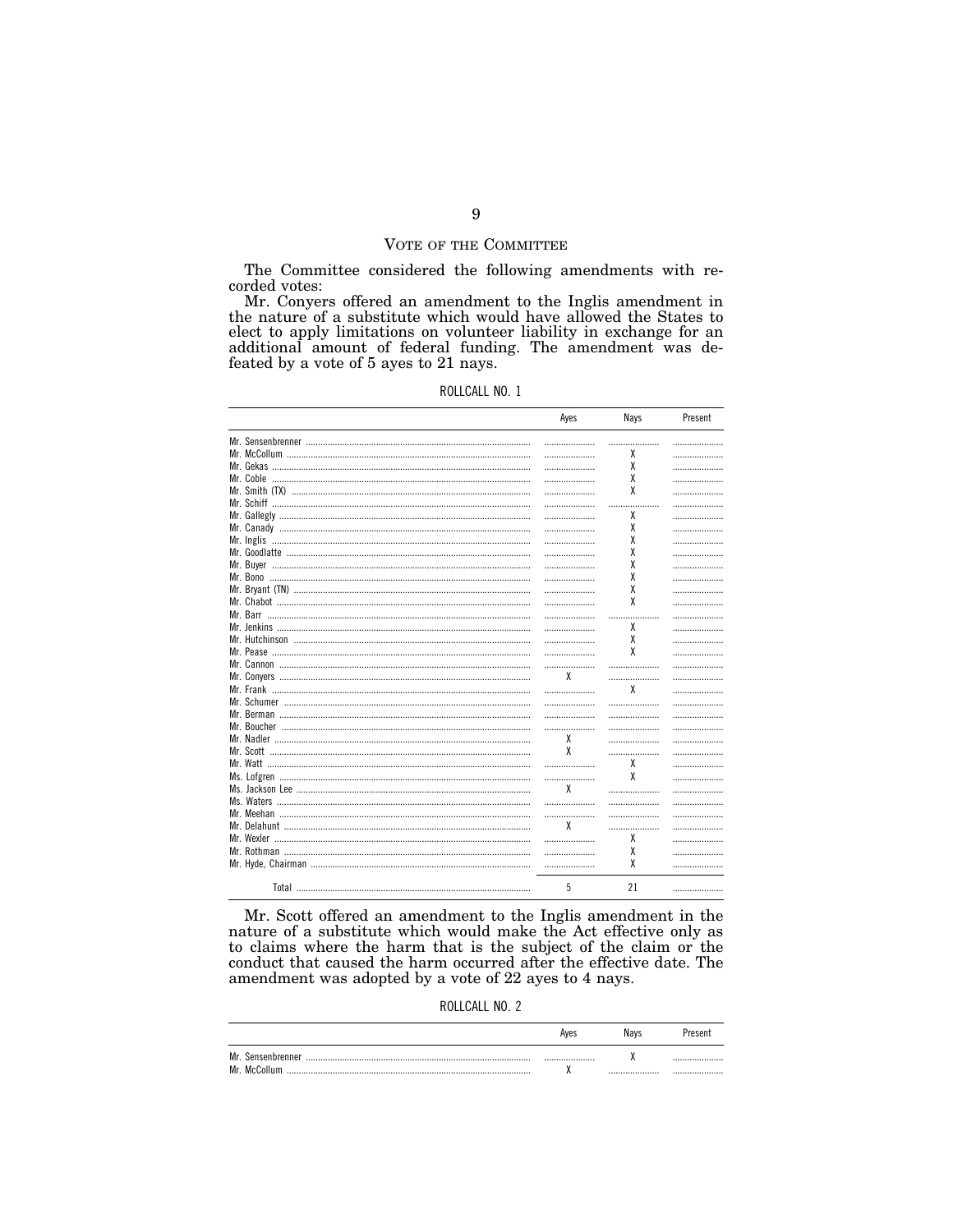## Vote of the Committee

The Committee considered the following amendments with recorded votes:

Mr. Conyers offered an amendment to the Inglis amendment in the nature of a substitute which would have allowed the States to elect to apply limitations on volunteer liability in exchange for an additional amount of federal funding. The amendment was defeated by a vote of 5 ayes to 21 nays.

ROLLCALL NO. 1

| | Ayes | Nays | Present |
|---|---|---|---|
| Mr. Sensenbrenner | | | |
| Mr. McCollum | | X | |
| Mr. Gekas | | X | |
| Mr. Coble | | X | |
| Mr. Smith (TX) | | X | |
| Mr. Schiff | | | |
| Mr. Gallegly | | X | |
| Mr. Canady | | X | |
| Mr. Inglis | | X | |
| Mr. Goodlatte | | X | |
| Mr. Buyer | | X | |
| Mr. Bono | | X | |
| Mr. Bryant (TN) | | X | |
| Mr. Chabot | | X | |
| Mr. Barr | | | |
| Mr. Jenkins | | X | |
| Mr. Hutchinson | | X | |
| Mr. Pease | | X | |
| Mr. Cannon | | | |
| Mr. Conyers | X | | |
| Mr. Frank | | X | |
| Mr. Schumer | | | |
| Mr. Berman | | | |
| Mr. Boucher | | | |
| Mr. Nadler | X | | |
| Mr. Scott | X | | |
| Mr. Watt | | X | |
| Ms. Lofgren | | X | |
| Ms. Jackson Lee | X | | |
| Ms. Waters | | | |
| Mr. Meehan | | | |
| Mr. Delahunt | X | | |
| Mr. Wexler | | X | |
| Mr. Rothman | | X | |
| Mr. Hyde, Chairman | | X | |
| Total | 5 | 21 | |

Mr. Scott offered an amendment to the Inglis amendment in the nature of a substitute which would make the Act effective only as to claims where the harm that is the subject of the claim or the conduct that caused the harm occurred after the effective date. The amendment was adopted by a vote of 22 ayes to 4 nays.

ROLLCALL NO. 2

| | Ayes | Nays | Present |
|---|---|---|---|
| Mr. Sensenbrenner | | X | |
| Mr. McCollum | X | | |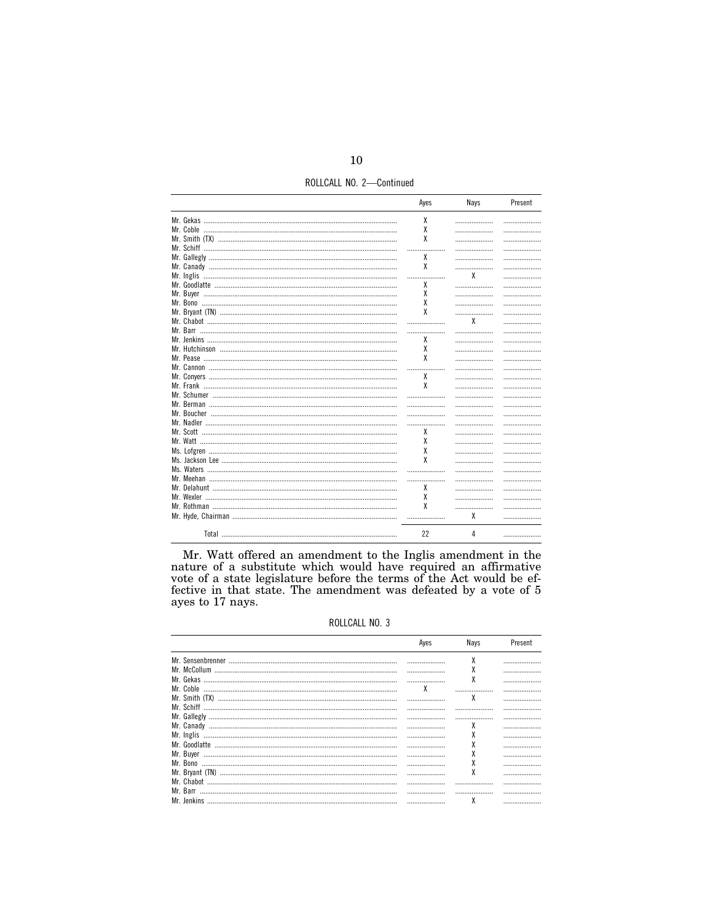ROLLCALL NO. 2—Continued

| | Ayes | Nays | Present |
|---|---|---|---|
| Mr. Gekas | X | | |
| Mr. Coble | X | | |
| Mr. Smith (TX) | X | | |
| Mr. Schiff | | | |
| Mr. Gallegly | X | | |
| Mr. Canady | X | | |
| Mr. Inglis | | X | |
| Mr. Goodlatte | X | | |
| Mr. Buyer | X | | |
| Mr. Bono | X | | |
| Mr. Bryant (TN) | X | | |
| Mr. Chabot | | X | |
| Mr. Barr | | | |
| Mr. Jenkins | X | | |
| Mr. Hutchinson | X | | |
| Mr. Pease | X | | |
| Mr. Cannon | | | |
| Mr. Conyers | X | | |
| Mr. Frank | X | | |
| Mr. Schumer | | | |
| Mr. Berman | | | |
| Mr. Boucher | | | |
| Mr. Nadler | | | |
| Mr. Scott | X | | |
| Mr. Watt | X | | |
| Ms. Lofgren | X | | |
| Ms. Jackson Lee | X | | |
| Ms. Waters | | | |
| Mr. Meehan | | | |
| Mr. Delahunt | X | | |
| Mr. Wexler | X | | |
| Mr. Rothman | X | | |
| Mr. Hyde, Chairman | | X | |
| Total | 22 | 4 | |

Mr. Watt offered an amendment to the Inglis amendment in the nature of a substitute which would have required an affirmative vote of a state legislature before the terms of the Act would be effective in that state. The amendment was defeated by a vote of 5 ayes to 17 nays.

ROLLCALL NO. 3

| | Ayes | Nays | Present |
|---|---|---|---|
| Mr. Sensenbrenner | | X | |
| Mr. McCollum | | X | |
| Mr. Gekas | | X | |
| Mr. Coble | X | | |
| Mr. Smith (TX) | | X | |
| Mr. Schiff | | | |
| Mr. Gallegly | | | |
| Mr. Canady | | X | |
| Mr. Inglis | | X | |
| Mr. Goodlatte | | X | |
| Mr. Buyer | | X | |
| Mr. Bono | | X | |
| Mr. Bryant (TN) | | X | |
| Mr. Chabot | | | |
| Mr. Barr | | | |
| Mr. Jenkins | | X | |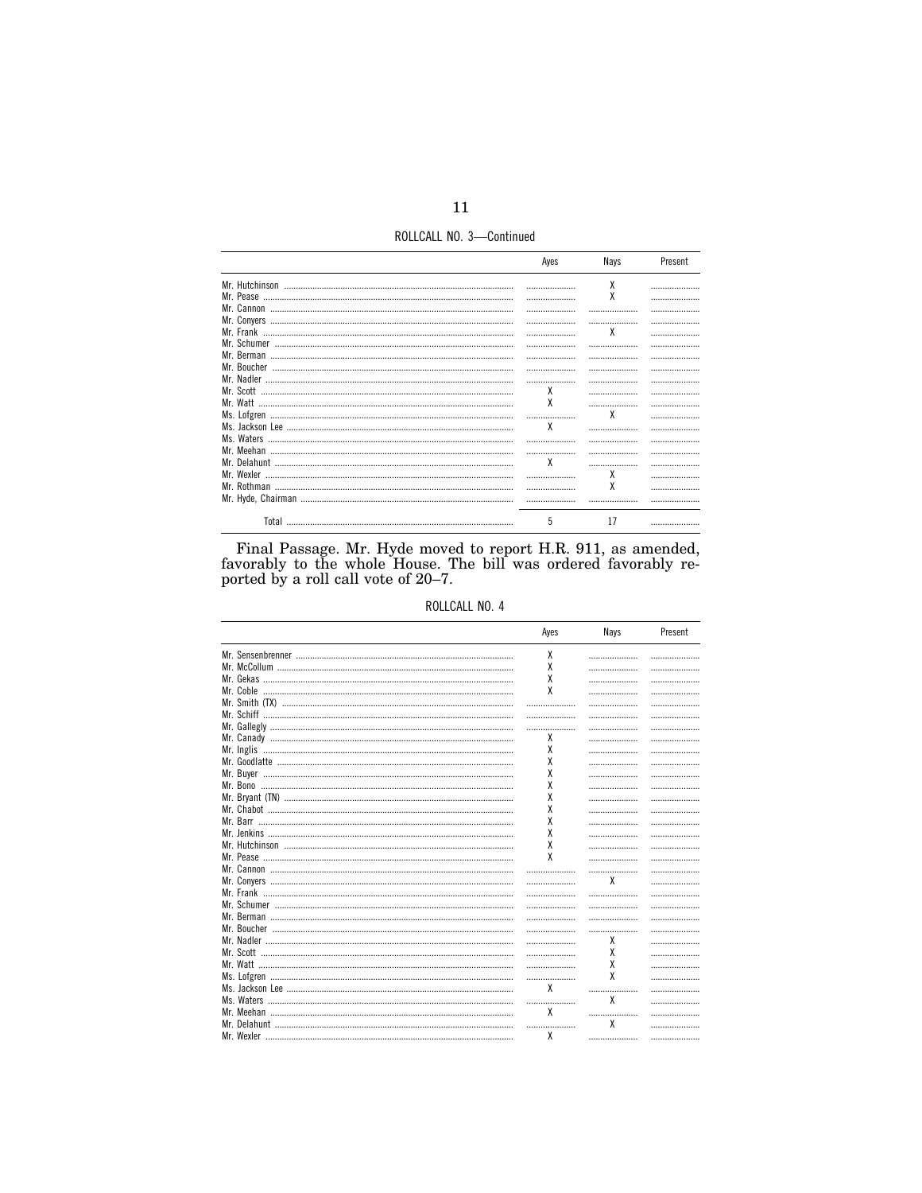ROLLCALL NO. 3—Continued

| | Ayes | Nays | Present |
|---|---|---|---|
| Mr. Hutchinson | | X | |
| Mr. Pease | | X | |
| Mr. Cannon | | | |
| Mr. Conyers | | | |
| Mr. Frank | | X | |
| Mr. Schumer | | | |
| Mr. Berman | | | |
| Mr. Boucher | | | |
| Mr. Nadler | | | |
| Mr. Scott | X | | |
| Mr. Watt | X | | |
| Ms. Lofgren | | X | |
| Ms. Jackson Lee | X | | |
| Ms. Waters | | | |
| Mr. Meehan | | | |
| Mr. Delahunt | X | | |
| Mr. Wexler | | X | |
| Mr. Rothman | | X | |
| Mr. Hyde, Chairman | | | |
| Total | 5 | 17 | |

Final Passage. Mr. Hyde moved to report H.R. 911, as amended, favorably to the whole House. The bill was ordered favorably reported by a roll call vote of 20–7.

ROLLCALL NO. 4

| | Ayes | Nays | Present |
|---|---|---|---|
| Mr. Sensenbrenner | X | | |
| Mr. McCollum | X | | |
| Mr. Gekas | X | | |
| Mr. Coble | X | | |
| Mr. Smith (TX) | | | |
| Mr. Schiff | | | |
| Mr. Gallegly | | | |
| Mr. Canady | X | | |
| Mr. Inglis | X | | |
| Mr. Goodlatte | X | | |
| Mr. Buyer | X | | |
| Mr. Bono | X | | |
| Mr. Bryant (TN) | X | | |
| Mr. Chabot | X | | |
| Mr. Barr | X | | |
| Mr. Jenkins | X | | |
| Mr. Hutchinson | X | | |
| Mr. Pease | X | | |
| Mr. Cannon | | | |
| Mr. Conyers | | X | |
| Mr. Frank | | | |
| Mr. Schumer | | | |
| Mr. Berman | | | |
| Mr. Boucher | | | |
| Mr. Nadler | | X | |
| Mr. Scott | | X | |
| Mr. Watt | | X | |
| Ms. Lofgren | | X | |
| Ms. Jackson Lee | X | | |
| Ms. Waters | | X | |
| Mr. Meehan | X | | |
| Mr. Delahunt | | X | |
| Mr. Wexler | X | | |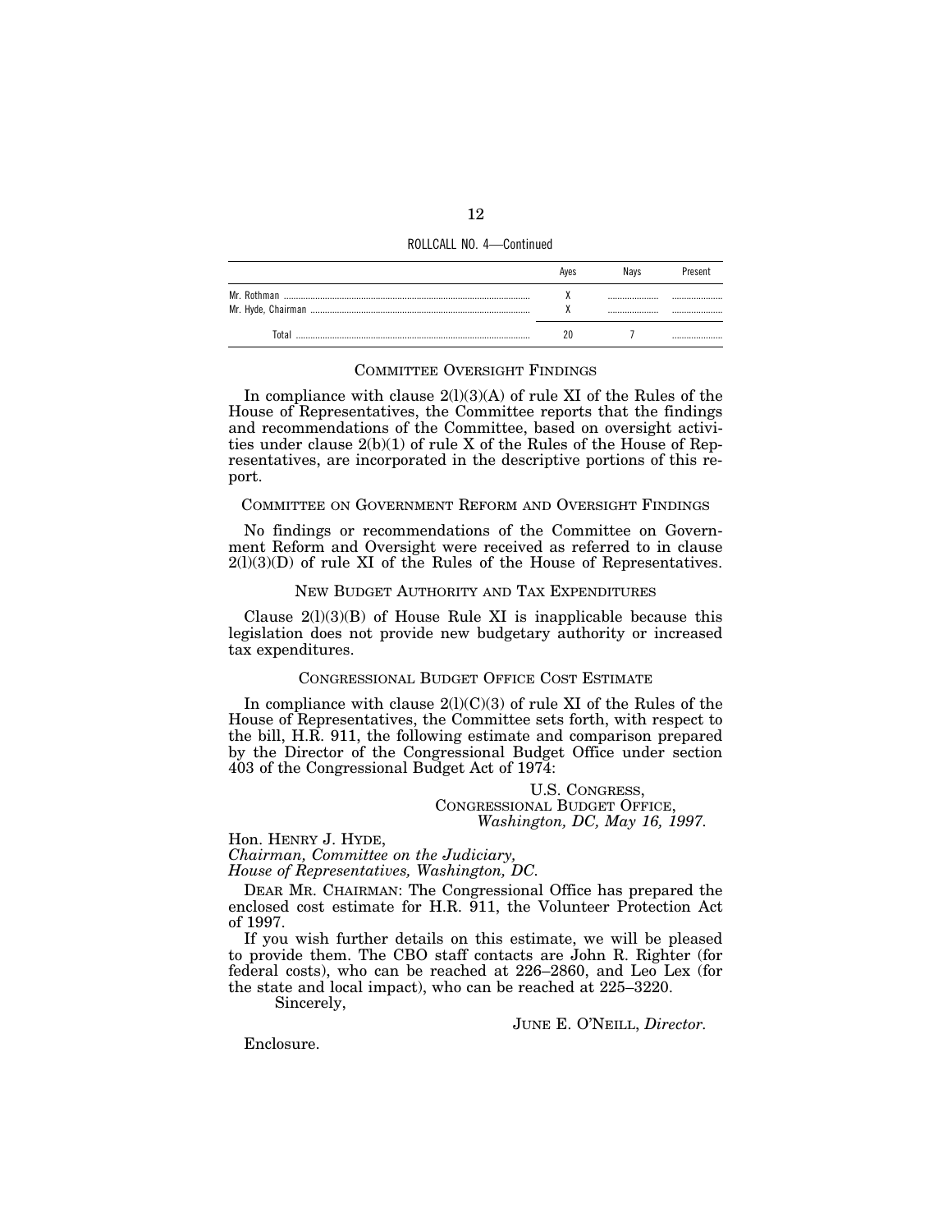ROLLCALL NO. 4—Continued

| | Ayes | Nays | Present |
|---|---|---|---|
| Mr. Rothman | X | | |
| Mr. Hyde, Chairman | X | | |
| Total | 20 | 7 | |

## COMMITTEE OVERSIGHT FINDINGS

In compliance with clause 2(l)(3)(A) of rule XI of the Rules of the House of Representatives, the Committee reports that the findings and recommendations of the Committee, based on oversight activities under clause 2(b)(1) of rule X of the Rules of the House of Representatives, are incorporated in the descriptive portions of this report.

## COMMITTEE ON GOVERNMENT REFORM AND OVERSIGHT FINDINGS

No findings or recommendations of the Committee on Government Reform and Oversight were received as referred to in clause 2(l)(3)(D) of rule XI of the Rules of the House of Representatives.

## NEW BUDGET AUTHORITY AND TAX EXPENDITURES

Clause 2(l)(3)(B) of House Rule XI is inapplicable because this legislation does not provide new budgetary authority or increased tax expenditures.

## CONGRESSIONAL BUDGET OFFICE COST ESTIMATE

In compliance with clause 2(l)(C)(3) of rule XI of the Rules of the House of Representatives, the Committee sets forth, with respect to the bill, H.R. 911, the following estimate and comparison prepared by the Director of the Congressional Budget Office under section 403 of the Congressional Budget Act of 1974:

U.S. CONGRESS,
CONGRESSIONAL BUDGET OFFICE,
*Washington, DC, May 16, 1997.*

Hon. HENRY J. HYDE,
*Chairman, Committee on the Judiciary,*
*House of Representatives, Washington, DC.*

DEAR MR. CHAIRMAN: The Congressional Office has prepared the enclosed cost estimate for H.R. 911, the Volunteer Protection Act of 1997.

If you wish further details on this estimate, we will be pleased to provide them. The CBO staff contacts are John R. Righter (for federal costs), who can be reached at 226–2860, and Leo Lex (for the state and local impact), who can be reached at 225–3220.

Sincerely,

JUNE E. O'NEILL, *Director.*

Enclosure.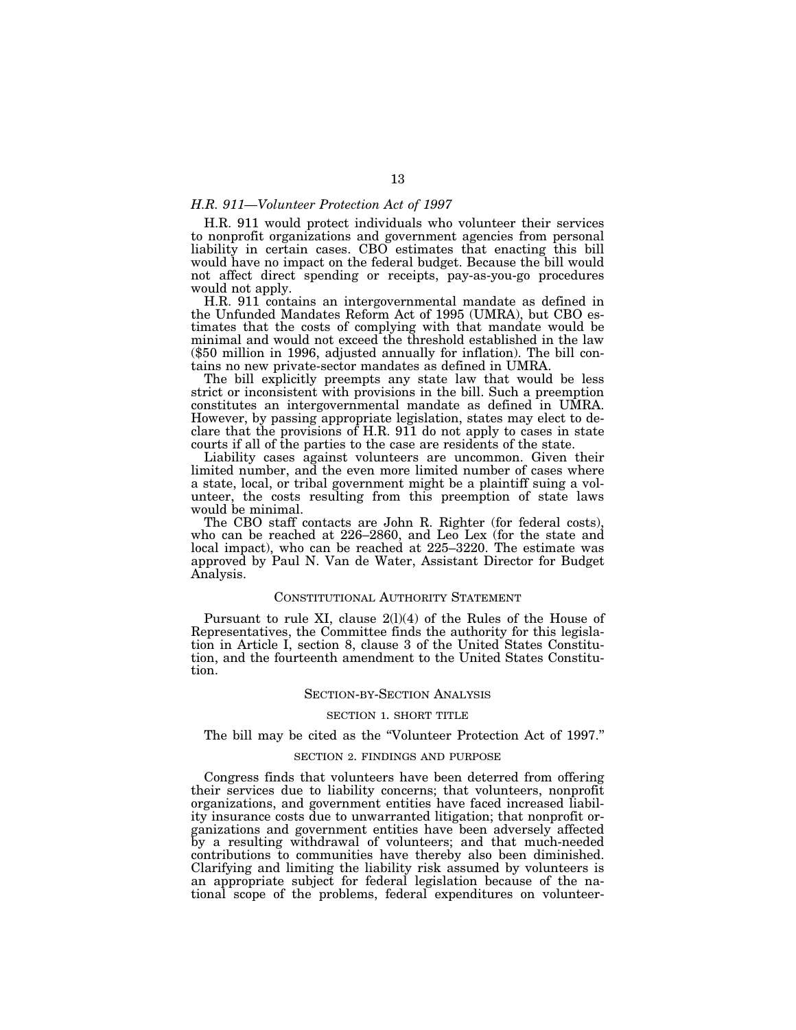*H.R. 911—Volunteer Protection Act of 1997*

H.R. 911 would protect individuals who volunteer their services to nonprofit organizations and government agencies from personal liability in certain cases. CBO estimates that enacting this bill would have no impact on the federal budget. Because the bill would not affect direct spending or receipts, pay-as-you-go procedures would not apply.

H.R. 911 contains an intergovernmental mandate as defined in the Unfunded Mandates Reform Act of 1995 (UMRA), but CBO estimates that the costs of complying with that mandate would be minimal and would not exceed the threshold established in the law ($50 million in 1996, adjusted annually for inflation). The bill contains no new private-sector mandates as defined in UMRA.

The bill explicitly preempts any state law that would be less strict or inconsistent with provisions in the bill. Such a preemption constitutes an intergovernmental mandate as defined in UMRA. However, by passing appropriate legislation, states may elect to declare that the provisions of H.R. 911 do not apply to cases in state courts if all of the parties to the case are residents of the state.

Liability cases against volunteers are uncommon. Given their limited number, and the even more limited number of cases where a state, local, or tribal government might be a plaintiff suing a volunteer, the costs resulting from this preemption of state laws would be minimal.

The CBO staff contacts are John R. Righter (for federal costs), who can be reached at 226–2860, and Leo Lex (for the state and local impact), who can be reached at 225–3220. The estimate was approved by Paul N. Van de Water, Assistant Director for Budget Analysis.

## CONSTITUTIONAL AUTHORITY STATEMENT

Pursuant to rule XI, clause 2(l)(4) of the Rules of the House of Representatives, the Committee finds the authority for this legislation in Article I, section 8, clause 3 of the United States Constitution, and the fourteenth amendment to the United States Constitution.

## SECTION-BY-SECTION ANALYSIS

### SECTION 1. SHORT TITLE

The bill may be cited as the "Volunteer Protection Act of 1997."

### SECTION 2. FINDINGS AND PURPOSE

Congress finds that volunteers have been deterred from offering their services due to liability concerns; that volunteers, nonprofit organizations, and government entities have faced increased liability insurance costs due to unwarranted litigation; that nonprofit organizations and government entities have been adversely affected by a resulting withdrawal of volunteers; and that much-needed contributions to communities have thereby also been diminished. Clarifying and limiting the liability risk assumed by volunteers is an appropriate subject for federal legislation because of the national scope of the problems, federal expenditures on volunteer-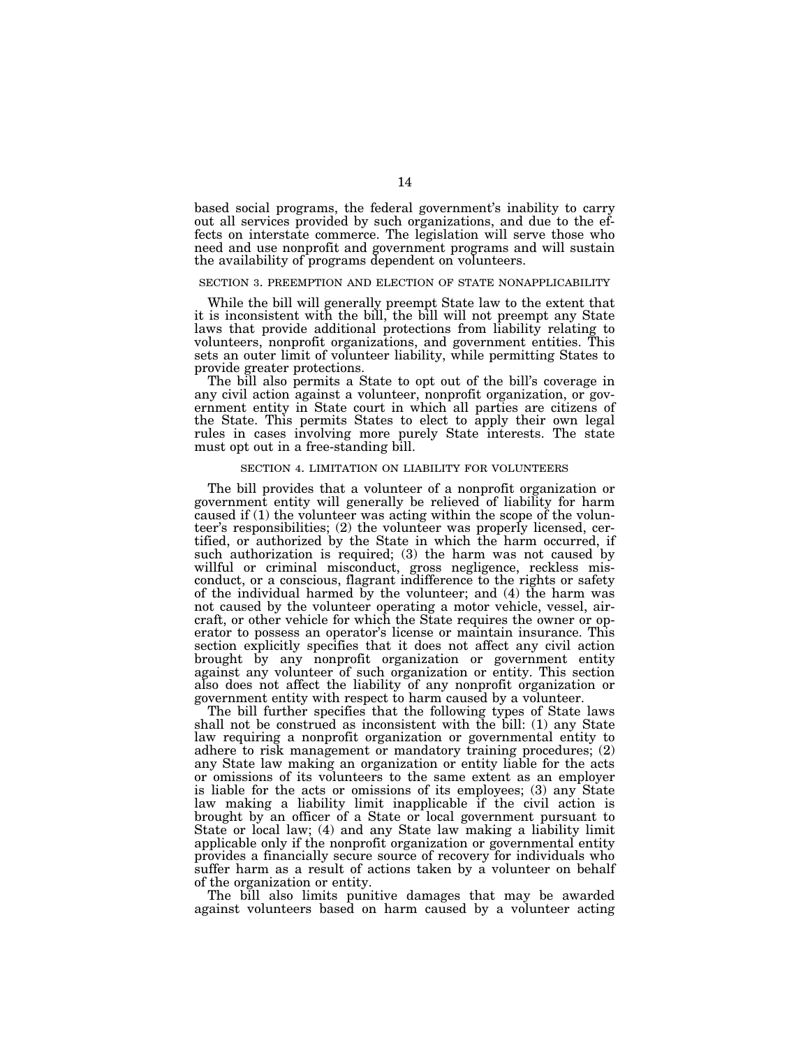based social programs, the federal government's inability to carry out all services provided by such organizations, and due to the effects on interstate commerce. The legislation will serve those who need and use nonprofit and government programs and will sustain the availability of programs dependent on volunteers.

### SECTION 3. PREEMPTION AND ELECTION OF STATE NONAPPLICABILITY

While the bill will generally preempt State law to the extent that it is inconsistent with the bill, the bill will not preempt any State laws that provide additional protections from liability relating to volunteers, nonprofit organizations, and government entities. This sets an outer limit of volunteer liability, while permitting States to provide greater protections.

The bill also permits a State to opt out of the bill's coverage in any civil action against a volunteer, nonprofit organization, or government entity in State court in which all parties are citizens of the State. This permits States to elect to apply their own legal rules in cases involving more purely State interests. The state must opt out in a free-standing bill.

### SECTION 4. LIMITATION ON LIABILITY FOR VOLUNTEERS

The bill provides that a volunteer of a nonprofit organization or government entity will generally be relieved of liability for harm caused if (1) the volunteer was acting within the scope of the volunteer's responsibilities; (2) the volunteer was properly licensed, certified, or authorized by the State in which the harm occurred, if such authorization is required; (3) the harm was not caused by willful or criminal misconduct, gross negligence, reckless misconduct, or a conscious, flagrant indifference to the rights or safety of the individual harmed by the volunteer; and (4) the harm was not caused by the volunteer operating a motor vehicle, vessel, aircraft, or other vehicle for which the State requires the owner or operator to possess an operator's license or maintain insurance. This section explicitly specifies that it does not affect any civil action brought by any nonprofit organization or government entity against any volunteer of such organization or entity. This section also does not affect the liability of any nonprofit organization or government entity with respect to harm caused by a volunteer.

The bill further specifies that the following types of State laws shall not be construed as inconsistent with the bill: (1) any State law requiring a nonprofit organization or governmental entity to adhere to risk management or mandatory training procedures; (2) any State law making an organization or entity liable for the acts or omissions of its volunteers to the same extent as an employer is liable for the acts or omissions of its employees; (3) any State law making a liability limit inapplicable if the civil action is brought by an officer of a State or local government pursuant to State or local law; (4) and any State law making a liability limit applicable only if the nonprofit organization or governmental entity provides a financially secure source of recovery for individuals who suffer harm as a result of actions taken by a volunteer on behalf of the organization or entity.

The bill also limits punitive damages that may be awarded against volunteers based on harm caused by a volunteer acting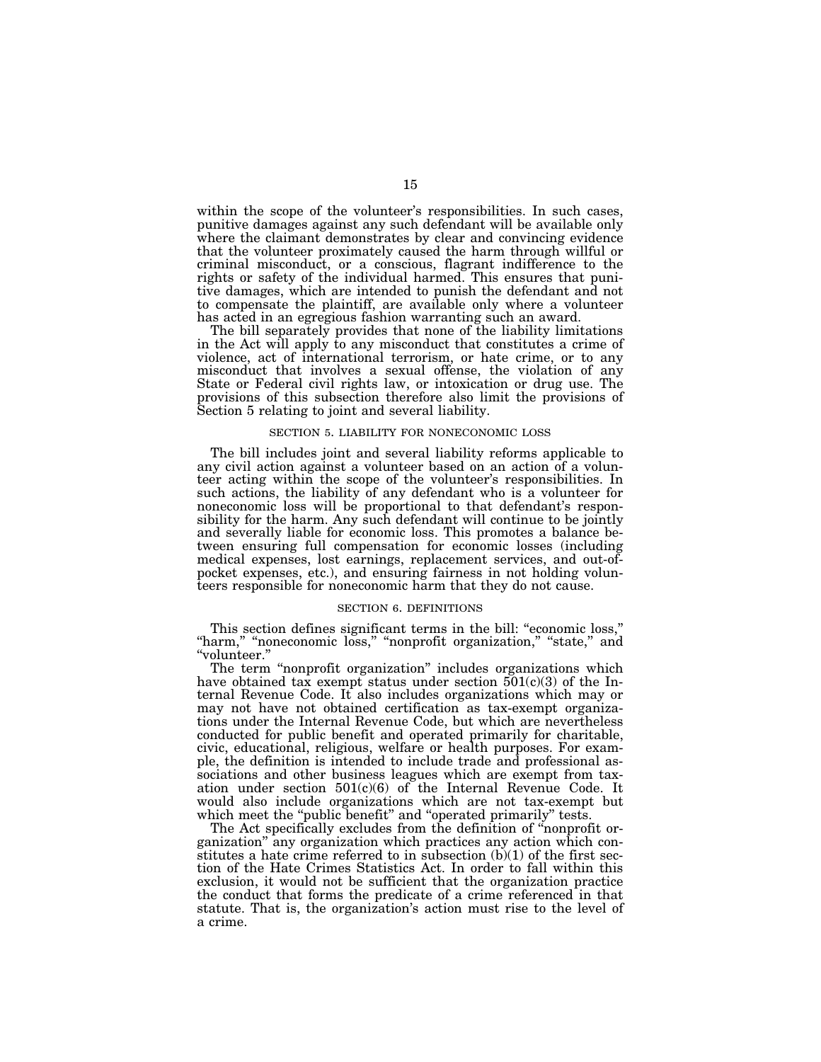within the scope of the volunteer's responsibilities. In such cases, punitive damages against any such defendant will be available only where the claimant demonstrates by clear and convincing evidence that the volunteer proximately caused the harm through willful or criminal misconduct, or a conscious, flagrant indifference to the rights or safety of the individual harmed. This ensures that punitive damages, which are intended to punish the defendant and not to compensate the plaintiff, are available only where a volunteer has acted in an egregious fashion warranting such an award.

The bill separately provides that none of the liability limitations in the Act will apply to any misconduct that constitutes a crime of violence, act of international terrorism, or hate crime, or to any misconduct that involves a sexual offense, the violation of any State or Federal civil rights law, or intoxication or drug use. The provisions of this subsection therefore also limit the provisions of Section 5 relating to joint and several liability.

### SECTION 5. LIABILITY FOR NONECONOMIC LOSS

The bill includes joint and several liability reforms applicable to any civil action against a volunteer based on an action of a volunteer acting within the scope of the volunteer's responsibilities. In such actions, the liability of any defendant who is a volunteer for noneconomic loss will be proportional to that defendant's responsibility for the harm. Any such defendant will continue to be jointly and severally liable for economic loss. This promotes a balance between ensuring full compensation for economic losses (including medical expenses, lost earnings, replacement services, and out-of-pocket expenses, etc.), and ensuring fairness in not holding volunteers responsible for noneconomic harm that they do not cause.

### SECTION 6. DEFINITIONS

This section defines significant terms in the bill: "economic loss," "harm," "noneconomic loss," "nonprofit organization," "state," and "volunteer."

The term "nonprofit organization" includes organizations which have obtained tax exempt status under section 501(c)(3) of the Internal Revenue Code. It also includes organizations which may or may not have not obtained certification as tax-exempt organizations under the Internal Revenue Code, but which are nevertheless conducted for public benefit and operated primarily for charitable, civic, educational, religious, welfare or health purposes. For example, the definition is intended to include trade and professional associations and other business leagues which are exempt from taxation under section 501(c)(6) of the Internal Revenue Code. It would also include organizations which are not tax-exempt but which meet the "public benefit" and "operated primarily" tests.

The Act specifically excludes from the definition of "nonprofit organization" any organization which practices any action which constitutes a hate crime referred to in subsection (b)(1) of the first section of the Hate Crimes Statistics Act. In order to fall within this exclusion, it would not be sufficient that the organization practice the conduct that forms the predicate of a crime referenced in that statute. That is, the organization's action must rise to the level of a crime.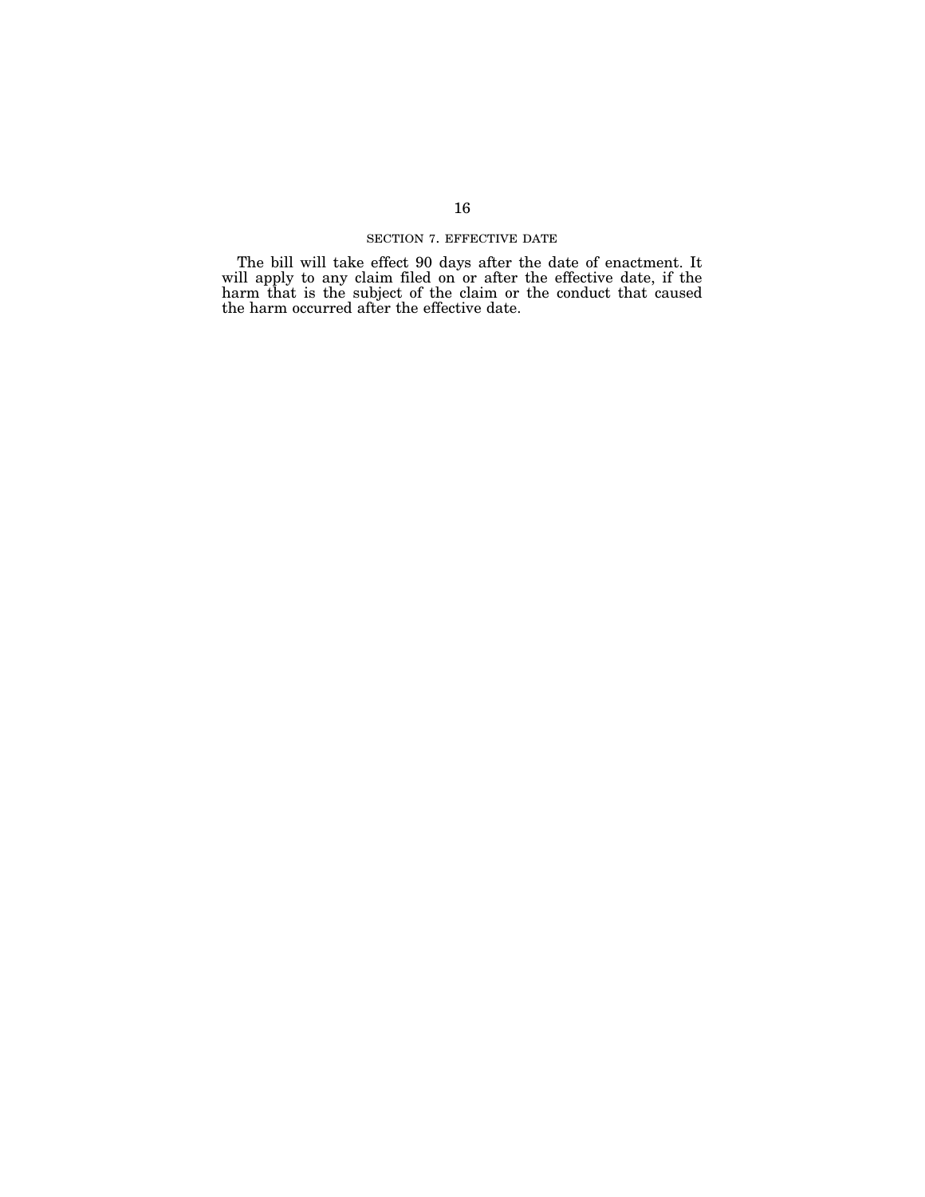## SECTION 7. EFFECTIVE DATE

The bill will take effect 90 days after the date of enactment. It will apply to any claim filed on or after the effective date, if the harm that is the subject of the claim or the conduct that caused the harm occurred after the effective date.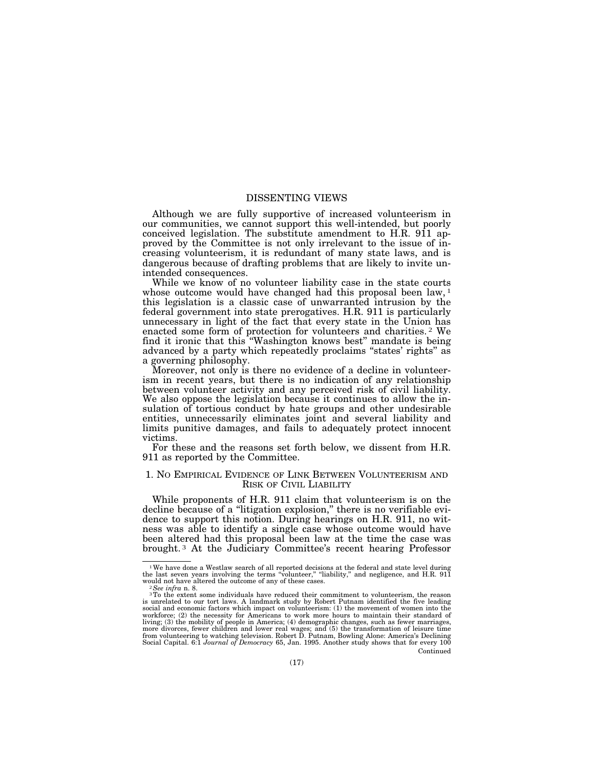# DISSENTING VIEWS

Although we are fully supportive of increased volunteerism in our communities, we cannot support this well-intended, but poorly conceived legislation. The substitute amendment to H.R. 911 approved by the Committee is not only irrelevant to the issue of increasing volunteerism, it is redundant of many state laws, and is dangerous because of drafting problems that are likely to invite unintended consequences.

While we know of no volunteer liability case in the state courts whose outcome would have changed had this proposal been law, [1] this legislation is a classic case of unwarranted intrusion by the federal government into state prerogatives. H.R. 911 is particularly unnecessary in light of the fact that every state in the Union has enacted some form of protection for volunteers and charities. [2] We find it ironic that this "Washington knows best" mandate is being advanced by a party which repeatedly proclaims "states' rights" as a governing philosophy.

Moreover, not only is there no evidence of a decline in volunteerism in recent years, but there is no indication of any relationship between volunteer activity and any perceived risk of civil liability. We also oppose the legislation because it continues to allow the insulation of tortious conduct by hate groups and other undesirable entities, unnecessarily eliminates joint and several liability and limits punitive damages, and fails to adequately protect innocent victims.

For these and the reasons set forth below, we dissent from H.R. 911 as reported by the Committee.

## 1. No Empirical Evidence of Link Between Volunteerism and Risk of Civil Liability

While proponents of H.R. 911 claim that volunteerism is on the decline because of a "litigation explosion," there is no verifiable evidence to support this notion. During hearings on H.R. 911, no witness was able to identify a single case whose outcome would have been altered had this proposal been law at the time the case was brought. [3] At the Judiciary Committee's recent hearing Professor

---

[1] We have done a Westlaw search of all reported decisions at the federal and state level during the last seven years involving the terms "volunteer," "liability," and negligence, and H.R. 911 would not have altered the outcome of any of these cases.

[2] *See infra* n. 8.

[3] To the extent some individuals have reduced their commitment to volunteerism, the reason is unrelated to our tort laws. A landmark study by Robert Putnam identified the five leading social and economic factors which impact on volunteerism: (1) the movement of women into the workforce; (2) the necessity for Americans to work more hours to maintain their standard of living; (3) the mobility of people in America; (4) demographic changes, such as fewer marriages, more divorces, fewer children and lower real wages; and (5) the transformation of leisure time from volunteering to watching television. Robert D. Putnam, Bowling Alone: America's Declining Social Capital. 6:1 *Journal of Democracy* 65, Jan. 1995. Another study shows that for every 100

Continued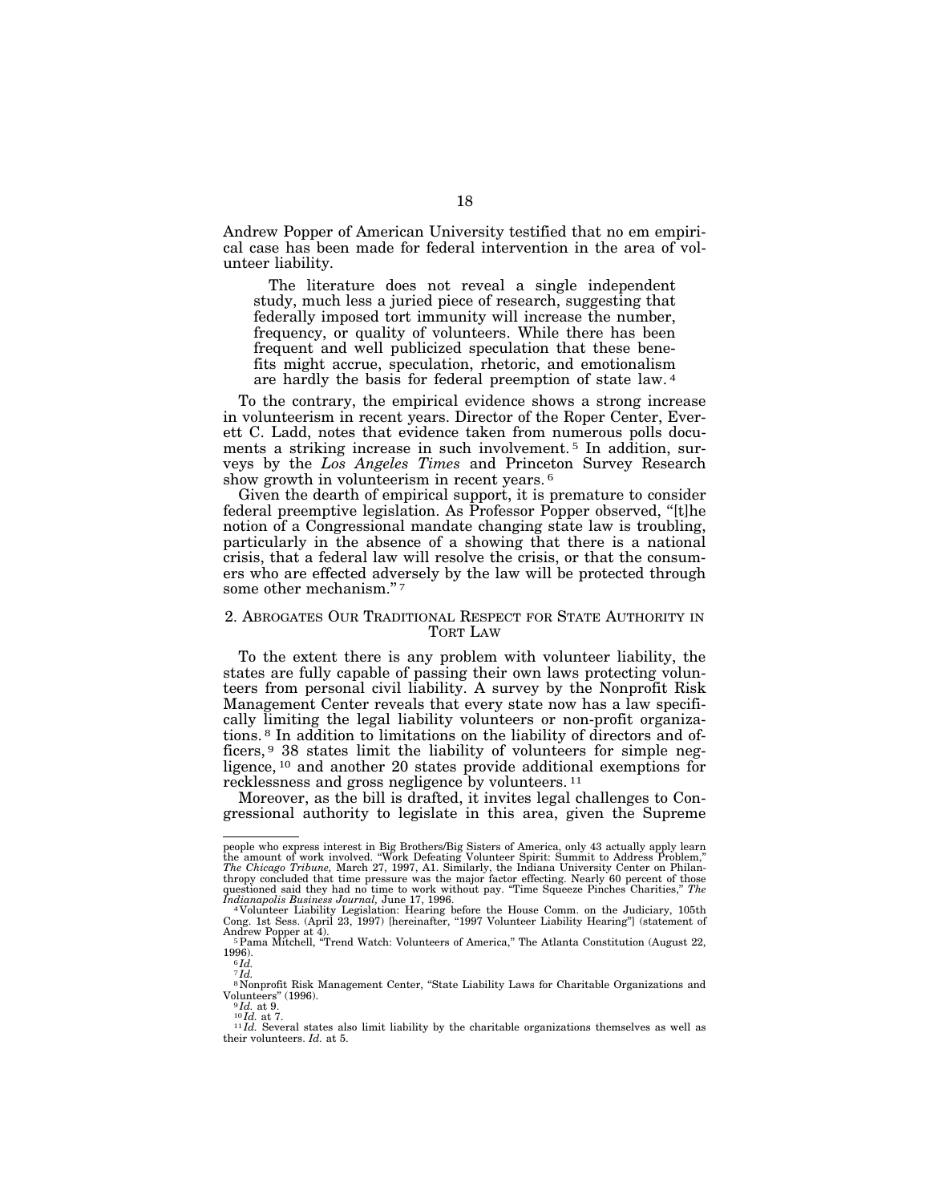Andrew Popper of American University testified that no em empirical case has been made for federal intervention in the area of volunteer liability.

> The literature does not reveal a single independent study, much less a juried piece of research, suggesting that federally imposed tort immunity will increase the number, frequency, or quality of volunteers. While there has been frequent and well publicized speculation that these benefits might accrue, speculation, rhetoric, and emotionalism are hardly the basis for federal preemption of state law.[4]

To the contrary, the empirical evidence shows a strong increase in volunteerism in recent years. Director of the Roper Center, Everett C. Ladd, notes that evidence taken from numerous polls documents a striking increase in such involvement.[5] In addition, surveys by the *Los Angeles Times* and Princeton Survey Research show growth in volunteerism in recent years.[6]

Given the dearth of empirical support, it is premature to consider federal preemptive legislation. As Professor Popper observed, "[t]he notion of a Congressional mandate changing state law is troubling, particularly in the absence of a showing that there is a national crisis, that a federal law will resolve the crisis, or that the consumers who are effected adversely by the law will be protected through some other mechanism."[7]

## 2. Abrogates Our Traditional Respect for State Authority in Tort Law

To the extent there is any problem with volunteer liability, the states are fully capable of passing their own laws protecting volunteers from personal civil liability. A survey by the Nonprofit Risk Management Center reveals that every state now has a law specifically limiting the legal liability volunteers or non-profit organizations.[8] In addition to limitations on the liability of directors and officers,[9] 38 states limit the liability of volunteers for simple negligence,[10] and another 20 states provide additional exemptions for recklessness and gross negligence by volunteers.[11]

Moreover, as the bill is drafted, it invites legal challenges to Congressional authority to legislate in this area, given the Supreme

---

people who express interest in Big Brothers/Big Sisters of America, only 43 actually apply learn the amount of work involved. "Work Defeating Volunteer Spirit: Summit to Address Problem," *The Chicago Tribune,* March 27, 1997, A1. Similarly, the Indiana University Center on Philanthropy concluded that time pressure was the major factor effecting. Nearly 60 percent of those questioned said they had no time to work without pay. "Time Squeeze Pinches Charities," *The Indianapolis Business Journal,* June 17, 1996.

[4] Volunteer Liability Legislation: Hearing before the House Comm. on the Judiciary, 105th Cong. 1st Sess. (April 23, 1997) [hereinafter, "1997 Volunteer Liability Hearing"] (statement of Andrew Popper at 4).

[5] Pama Mitchell, "Trend Watch: Volunteers of America," The Atlanta Constitution (August 22, 1996).

[6] *Id.*

[7] *Id.*

[8] Nonprofit Risk Management Center, "State Liability Laws for Charitable Organizations and Volunteers" (1996).

[9] *Id.* at 9.

[10] *Id.* at 7.

[11] *Id.* Several states also limit liability by the charitable organizations themselves as well as their volunteers. *Id.* at 5.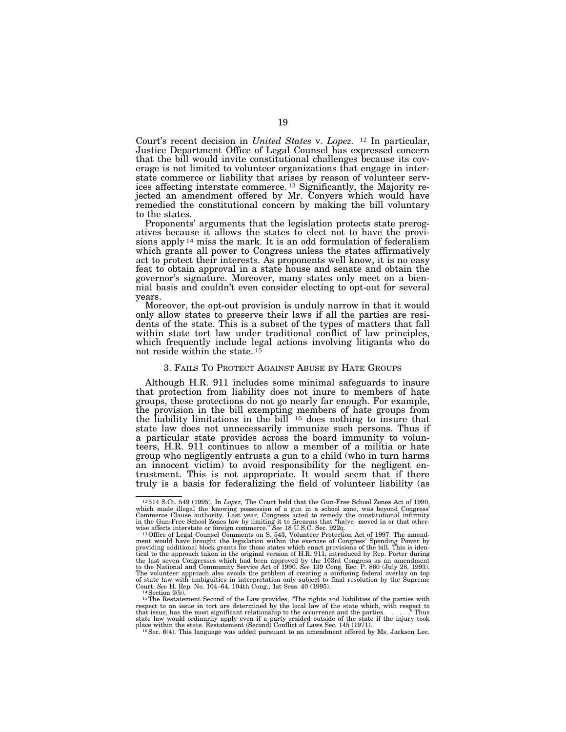Court's recent decision in *United States* v. *Lopez.* [12] In particular, Justice Department Office of Legal Counsel has expressed concern that the bill would invite constitutional challenges because its coverage is not limited to volunteer organizations that engage in interstate commerce or liability that arises by reason of volunteer services affecting interstate commerce. [13] Significantly, the Majority rejected an amendment offered by Mr. Conyers which would have remedied the constitutional concern by making the bill voluntary to the states.

Proponents' arguments that the legislation protects state prerogatives because it allows the states to elect not to have the provisions apply [14] miss the mark. It is an odd formulation of federalism which grants all power to Congress unless the states affirmatively act to protect their interests. As proponents well know, it is no easy feat to obtain approval in a state house and senate and obtain the governor's signature. Moreover, many states only meet on a biennial basis and couldn't even consider electing to opt-out for several years.

Moreover, the opt-out provision is unduly narrow in that it would only allow states to preserve their laws if all the parties are residents of the state. This is a subset of the types of matters that fall within state tort law under traditional conflict of law principles, which frequently include legal actions involving litigants who do not reside within the state. [15]

### 3. Fails To Protect Against Abuse by Hate Groups

Although H.R. 911 includes some minimal safeguards to insure that protection from liability does not inure to members of hate groups, these protections do not go nearly far enough. For example, the provision in the bill exempting members of hate groups from the liability limitations in the bill [16] does nothing to insure that state law does not unnecessarily immunize such persons. Thus if a particular state provides across the board immunity to volunteers, H.R. 911 continues to allow a member of a militia or hate group who negligently entrusts a gun to a child (who in turn harms an innocent victim) to avoid responsibility for the negligent entrustment. This is not appropriate. It would seem that if there truly is a basis for federalizing the field of volunteer liability (as

---

[12] 514 S.Ct. 549 (1995). In *Lopez,* The Court held that the Gun-Free School Zones Act of 1990, which made illegal the knowing possession of a gun in a school zone, was beyond Congress' Commerce Clause authority. Last year, Congress acted to remedy the constitutional infirmity in the Gun-Free School Zones law by limiting it to firearms that "ha[ve] moved in or that otherwise affects interstate or foreign commerce." *See* 18 U.S.C. Sec. 922q.

[13] Office of Legal Counsel Comments on S. 543, Volunteer Protection Act of 1997. The amendment would have brought the legislation within the exercise of Congress' Spending Power by providing additional block grants for those states which enact provisions of the bill. This is identical to the approach taken in the original version of H.R. 911, introduced by Rep. Porter during the last seven Congresses which had been approved by the 103rd Congress as an amendment to the National and Community Service Act of 1990. *See* 139 Cong. Rec. P. 860 (July 28, 1993). The volunteer approach also avoids the problem of creating a confusing federal overlay on top of state law with ambiguities in interpretation only subject to final resolution by the Supreme Court. *See* H. Rep. No. 104–64, 104th Cong., 1st Sess. 40 (1995).

[14] Section 3(b).

[15] The Restatement Second of the Law provides, "The rights and liabilities of the parties with respect to an issue in tort are determined by the local law of the state which, with respect to that issue, has the most significant relationship to the occurrence and the parties. . . ." Thus state law would ordinarily apply even if a party resided outside of the state if the injury took place within the state. Restatement (Second) Conflict of Laws Sec. 145 (1971).

[16] Sec. 6(4). This language was added pursuant to an amendment offered by Ms. Jackson Lee.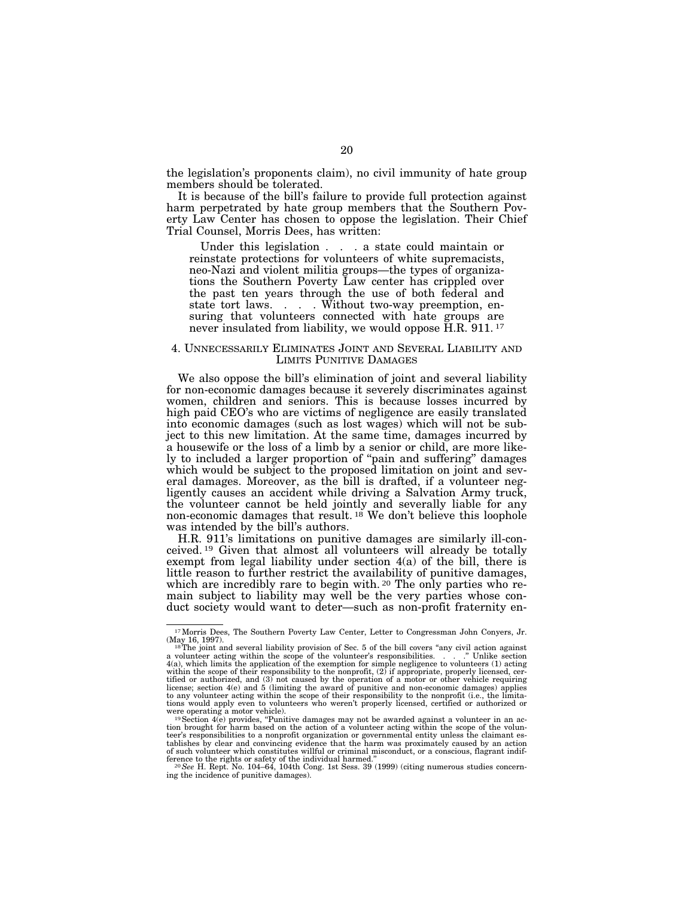the legislation's proponents claim), no civil immunity of hate group members should be tolerated.

It is because of the bill's failure to provide full protection against harm perpetrated by hate group members that the Southern Poverty Law Center has chosen to oppose the legislation. Their Chief Trial Counsel, Morris Dees, has written:

> Under this legislation . . . a state could maintain or reinstate protections for volunteers of white supremacists, neo-Nazi and violent militia groups—the types of organizations the Southern Poverty Law center has crippled over the past ten years through the use of both federal and state tort laws. . . . Without two-way preemption, ensuring that volunteers connected with hate groups are never insulated from liability, we would oppose H.R. 911. [17]

### 4. Unnecessarily Eliminates Joint and Several Liability and Limits Punitive Damages

We also oppose the bill's elimination of joint and several liability for non-economic damages because it severely discriminates against women, children and seniors. This is because losses incurred by high paid CEO's who are victims of negligence are easily translated into economic damages (such as lost wages) which will not be subject to this new limitation. At the same time, damages incurred by a housewife or the loss of a limb by a senior or child, are more likely to included a larger proportion of "pain and suffering" damages which would be subject to the proposed limitation on joint and several damages. Moreover, as the bill is drafted, if a volunteer negligently causes an accident while driving a Salvation Army truck, the volunteer cannot be held jointly and severally liable for any non-economic damages that result. [18] We don't believe this loophole was intended by the bill's authors.

H.R. 911's limitations on punitive damages are similarly ill-conceived. [19] Given that almost all volunteers will already be totally exempt from legal liability under section 4(a) of the bill, there is little reason to further restrict the availability of punitive damages, which are incredibly rare to begin with. [20] The only parties who remain subject to liability may well be the very parties whose conduct society would want to deter—such as non-profit fraternity en-

---

[17] Morris Dees, The Southern Poverty Law Center, Letter to Congressman John Conyers, Jr. (May 16, 1997).

[18] The joint and several liability provision of Sec. 5 of the bill covers "any civil action against a volunteer acting within the scope of the volunteer's responsibilities. . . ." Unlike section 4(a), which limits the application of the exemption for simple negligence to volunteers (1) acting within the scope of their responsibility to the nonprofit, (2) if appropriate, properly licensed, certified or authorized, and (3) not caused by the operation of a motor or other vehicle requiring license; section 4(e) and 5 (limiting the award of punitive and non-economic damages) applies to any volunteer acting within the scope of their responsibility to the nonprofit (i.e., the limitations would apply even to volunteers who weren't properly licensed, certified or authorized or were operating a motor vehicle).

[19] Section 4(e) provides, "Punitive damages may not be awarded against a volunteer in an action brought for harm based on the action of a volunteer acting within the scope of the volunteer's responsibilities to a nonprofit organization or governmental entity unless the claimant establishes by clear and convincing evidence that the harm was proximately caused by an action of such volunteer which constitutes willful or criminal misconduct, or a conscious, flagrant indifference to the rights or safety of the individual harmed."

[20] *See* H. Rept. No. 104–64, 104th Cong. 1st Sess. 39 (1999) (citing numerous studies concerning the incidence of punitive damages).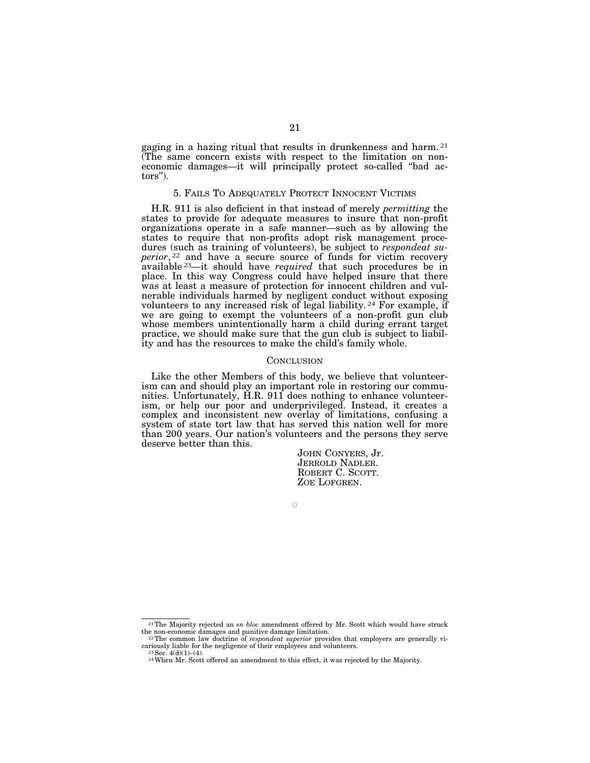gaging in a hazing ritual that results in drunkenness and harm.[21] (The same concern exists with respect to the limitation on non-economic damages—it will principally protect so-called "bad actors").

### 5. Fails To Adequately Protect Innocent Victims

H.R. 911 is also deficient in that instead of merely *permitting* the states to provide for adequate measures to insure that non-profit organizations operate in a safe manner—such as by allowing the states to require that non-profits adopt risk management procedures (such as training of volunteers), be subject to *respondeat superior*,[22] and have a secure source of funds for victim recovery available[23]—it should have *required* that such procedures be in place. In this way Congress could have helped insure that there was at least a measure of protection for innocent children and vulnerable individuals harmed by negligent conduct without exposing volunteers to any increased risk of legal liability.[24] For example, if we are going to exempt the volunteers of a non-profit gun club whose members unintentionally harm a child during errant target practice, we should make sure that the gun club is subject to liability and has the resources to make the child's family whole.

## Conclusion

Like the other Members of this body, we believe that volunteerism can and should play an important role in restoring our communities. Unfortunately, H.R. 911 does nothing to enhance volunteerism, or help our poor and underprivileged. Instead, it creates a complex and inconsistent new overlay of limitations, confusing a system of state tort law that has served this nation well for more than 200 years. Our nation's volunteers and the persons they serve deserve better than this.

John Conyers, Jr.
Jerrold Nadler.
Robert C. Scott.
Zoe Lofgren.

---

[21] The Majority rejected an *en bloc* amendment offered by Mr. Scott which would have struck the non-economic damages and punitive damage limitation.

[22] The common law doctrine of *respondeat superior* provides that employers are generally vicariously liable for the negligence of their employees and volunteers.

[23] Sec. 4(d)(1)–(4).

[24] When Mr. Scott offered an amendment to this effect, it was rejected by the Majority.